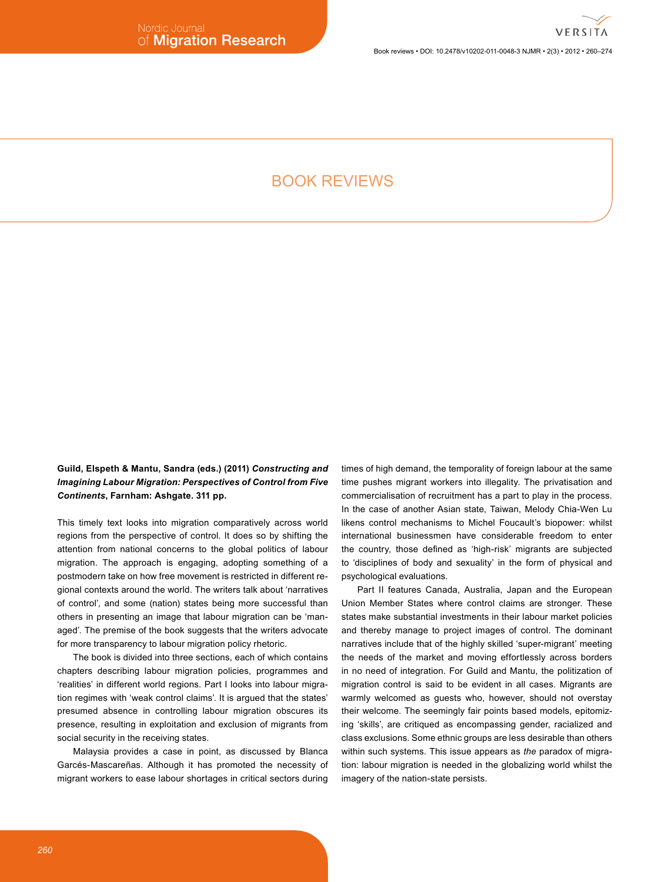# BOOK REVIEWS

**Guild, Elspeth & Mantu, Sandra (eds.) (2011) *Constructing and Imagining Labour Migration: Perspectives of Control from Five Continents*, Farnham: Ashgate. 311 pp.**

This timely text looks into migration comparatively across world regions from the perspective of control. It does so by shifting the attention from national concerns to the global politics of labour migration. The approach is engaging, adopting something of a postmodern take on how free movement is restricted in different regional contexts around the world. The writers talk about 'narratives of control', and some (nation) states being more successful than others in presenting an image that labour migration can be 'managed'. The premise of the book suggests that the writers advocate for more transparency to labour migration policy rhetoric.

The book is divided into three sections, each of which contains chapters describing labour migration policies, programmes and 'realities' in different world regions. Part I looks into labour migration regimes with 'weak control claims'. It is argued that the states' presumed absence in controlling labour migration obscures its presence, resulting in exploitation and exclusion of migrants from social security in the receiving states.

Malaysia provides a case in point, as discussed by Blanca Garcés-Mascareñas. Although it has promoted the necessity of migrant workers to ease labour shortages in critical sectors during times of high demand, the temporality of foreign labour at the same time pushes migrant workers into illegality. The privatisation and commercialisation of recruitment has a part to play in the process. In the case of another Asian state, Taiwan, Melody Chia-Wen Lu likens control mechanisms to Michel Foucault's biopower: whilst international businessmen have considerable freedom to enter the country, those defined as 'high-risk' migrants are subjected to 'disciplines of body and sexuality' in the form of physical and psychological evaluations.

Part II features Canada, Australia, Japan and the European Union Member States where control claims are stronger. These states make substantial investments in their labour market policies and thereby manage to project images of control. The dominant narratives include that of the highly skilled 'super-migrant' meeting the needs of the market and moving effortlessly across borders in no need of integration. For Guild and Mantu, the politization of migration control is said to be evident in all cases. Migrants are warmly welcomed as guests who, however, should not overstay their welcome. The seemingly fair points based models, epitomizing 'skills', are critiqued as encompassing gender, racialized and class exclusions. Some ethnic groups are less desirable than others within such systems. This issue appears as *the* paradox of migration: labour migration is needed in the globalizing world whilst the imagery of the nation-state persists.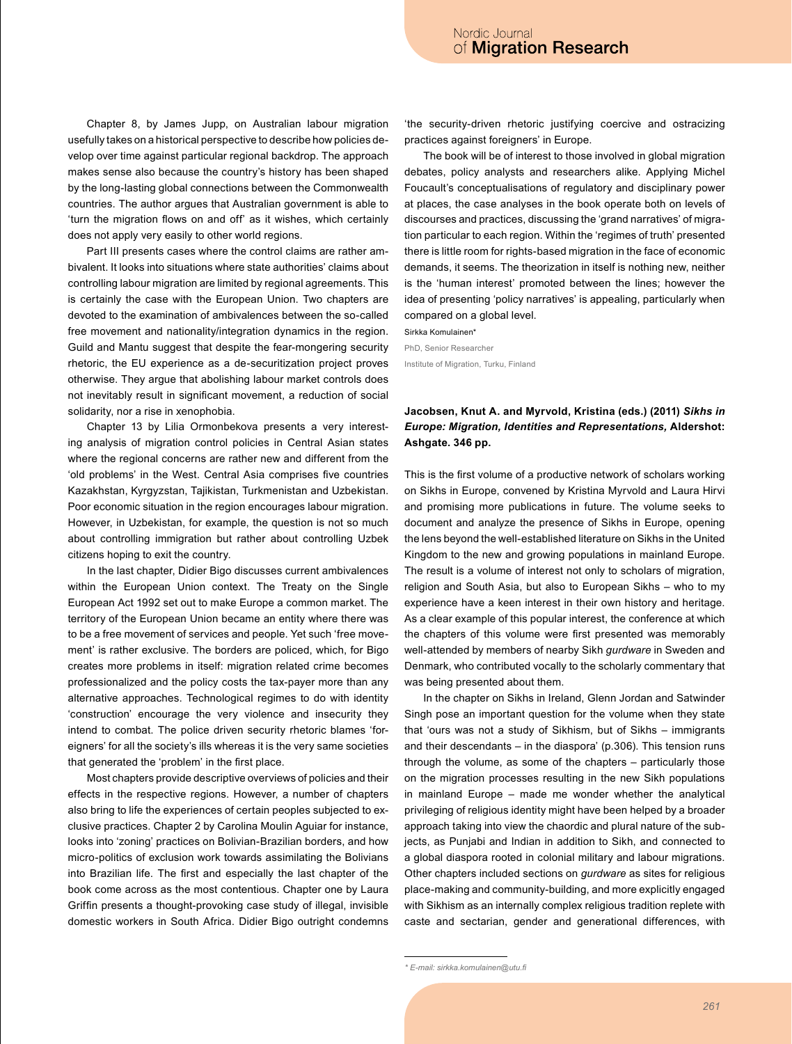Chapter 8, by James Jupp, on Australian labour migration usefully takes on a historical perspective to describe how policies develop over time against particular regional backdrop. The approach makes sense also because the country's history has been shaped by the long-lasting global connections between the Commonwealth countries. The author argues that Australian government is able to 'turn the migration flows on and off' as it wishes, which certainly does not apply very easily to other world regions.

Part III presents cases where the control claims are rather ambivalent. It looks into situations where state authorities' claims about controlling labour migration are limited by regional agreements. This is certainly the case with the European Union. Two chapters are devoted to the examination of ambivalences between the so-called free movement and nationality/integration dynamics in the region. Guild and Mantu suggest that despite the fear-mongering security rhetoric, the EU experience as a de-securitization project proves otherwise. They argue that abolishing labour market controls does not inevitably result in significant movement, a reduction of social solidarity, nor a rise in xenophobia.

Chapter 13 by Lilia Ormonbekova presents a very interesting analysis of migration control policies in Central Asian states where the regional concerns are rather new and different from the 'old problems' in the West. Central Asia comprises five countries Kazakhstan, Kyrgyzstan, Tajikistan, Turkmenistan and Uzbekistan. Poor economic situation in the region encourages labour migration. However, in Uzbekistan, for example, the question is not so much about controlling immigration but rather about controlling Uzbek citizens hoping to exit the country.

In the last chapter, Didier Bigo discusses current ambivalences within the European Union context. The Treaty on the Single European Act 1992 set out to make Europe a common market. The territory of the European Union became an entity where there was to be a free movement of services and people. Yet such 'free movement' is rather exclusive. The borders are policed, which, for Bigo creates more problems in itself: migration related crime becomes professionalized and the policy costs the tax-payer more than any alternative approaches. Technological regimes to do with identity 'construction' encourage the very violence and insecurity they intend to combat. The police driven security rhetoric blames 'foreigners' for all the society's ills whereas it is the very same societies that generated the 'problem' in the first place.

Most chapters provide descriptive overviews of policies and their effects in the respective regions. However, a number of chapters also bring to life the experiences of certain peoples subjected to exclusive practices. Chapter 2 by Carolina Moulin Aguiar for instance, looks into 'zoning' practices on Bolivian-Brazilian borders, and how micro-politics of exclusion work towards assimilating the Bolivians into Brazilian life. The first and especially the last chapter of the book come across as the most contentious. Chapter one by Laura Griffin presents a thought-provoking case study of illegal, invisible domestic workers in South Africa. Didier Bigo outright condemns 'the security-driven rhetoric justifying coercive and ostracizing practices against foreigners' in Europe.

The book will be of interest to those involved in global migration debates, policy analysts and researchers alike. Applying Michel Foucault's conceptualisations of regulatory and disciplinary power at places, the case analyses in the book operate both on levels of discourses and practices, discussing the 'grand narratives' of migration particular to each region. Within the 'regimes of truth' presented there is little room for rights-based migration in the face of economic demands, it seems. The theorization in itself is nothing new, neither is the 'human interest' promoted between the lines; however the idea of presenting 'policy narratives' is appealing, particularly when compared on a global level.

Sirkka Komulainen*

PhD, Senior Researcher

Institute of Migration, Turku, Finland

**Jacobsen, Knut A. and Myrvold, Kristina (eds.) (2011) *Sikhs in Europe: Migration, Identities and Representations,* Aldershot: Ashgate. 346 pp.**

This is the first volume of a productive network of scholars working on Sikhs in Europe, convened by Kristina Myrvold and Laura Hirvi and promising more publications in future. The volume seeks to document and analyze the presence of Sikhs in Europe, opening the lens beyond the well-established literature on Sikhs in the United Kingdom to the new and growing populations in mainland Europe. The result is a volume of interest not only to scholars of migration, religion and South Asia, but also to European Sikhs – who to my experience have a keen interest in their own history and heritage. As a clear example of this popular interest, the conference at which the chapters of this volume were first presented was memorably well-attended by members of nearby Sikh *gurdware* in Sweden and Denmark, who contributed vocally to the scholarly commentary that was being presented about them.

In the chapter on Sikhs in Ireland, Glenn Jordan and Satwinder Singh pose an important question for the volume when they state that 'ours was not a study of Sikhism, but of Sikhs – immigrants and their descendants – in the diaspora' (p.306). This tension runs through the volume, as some of the chapters – particularly those on the migration processes resulting in the new Sikh populations in mainland Europe – made me wonder whether the analytical privileging of religious identity might have been helped by a broader approach taking into view the chaordic and plural nature of the subjects, as Punjabi and Indian in addition to Sikh, and connected to a global diaspora rooted in colonial military and labour migrations. Other chapters included sections on *gurdware* as sites for religious place-making and community-building, and more explicitly engaged with Sikhism as an internally complex religious tradition replete with caste and sectarian, gender and generational differences, with

\* *E-mail: sirkka.komulainen@utu.fi*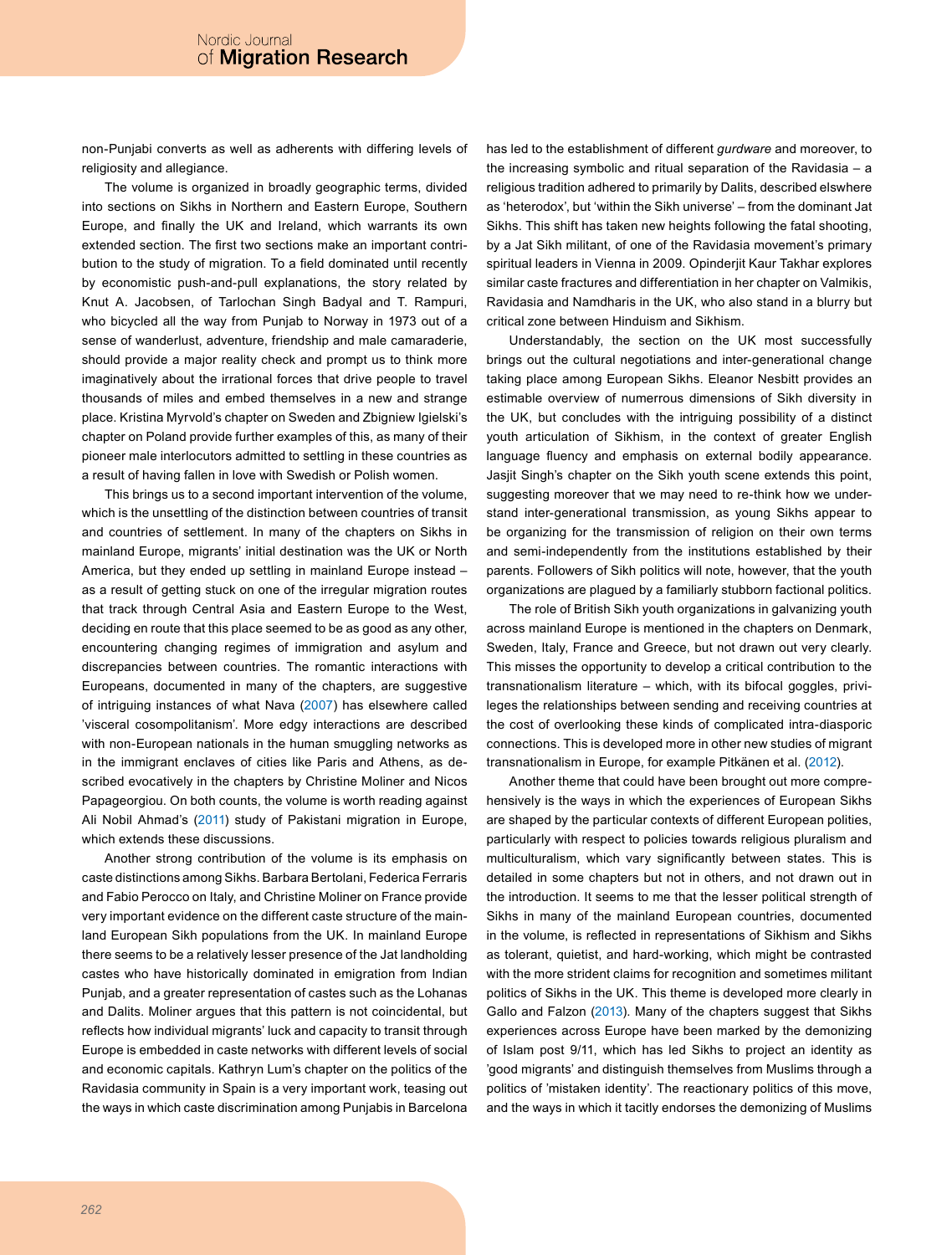non-Punjabi converts as well as adherents with differing levels of religiosity and allegiance.

The volume is organized in broadly geographic terms, divided into sections on Sikhs in Northern and Eastern Europe, Southern Europe, and finally the UK and Ireland, which warrants its own extended section. The first two sections make an important contribution to the study of migration. To a field dominated until recently by economistic push-and-pull explanations, the story related by Knut A. Jacobsen, of Tarlochan Singh Badyal and T. Rampuri, who bicycled all the way from Punjab to Norway in 1973 out of a sense of wanderlust, adventure, friendship and male camaraderie, should provide a major reality check and prompt us to think more imaginatively about the irrational forces that drive people to travel thousands of miles and embed themselves in a new and strange place. Kristina Myrvold's chapter on Sweden and Zbigniew Igielski's chapter on Poland provide further examples of this, as many of their pioneer male interlocutors admitted to settling in these countries as a result of having fallen in love with Swedish or Polish women.

This brings us to a second important intervention of the volume, which is the unsettling of the distinction between countries of transit and countries of settlement. In many of the chapters on Sikhs in mainland Europe, migrants' initial destination was the UK or North America, but they ended up settling in mainland Europe instead – as a result of getting stuck on one of the irregular migration routes that track through Central Asia and Eastern Europe to the West, deciding en route that this place seemed to be as good as any other, encountering changing regimes of immigration and asylum and discrepancies between countries. The romantic interactions with Europeans, documented in many of the chapters, are suggestive of intriguing instances of what Nava (2007) has elsewhere called 'visceral cosompolitanism'. More edgy interactions are described with non-European nationals in the human smuggling networks as in the immigrant enclaves of cities like Paris and Athens, as described evocatively in the chapters by Christine Moliner and Nicos Papageorgiou. On both counts, the volume is worth reading against Ali Nobil Ahmad's (2011) study of Pakistani migration in Europe, which extends these discussions.

Another strong contribution of the volume is its emphasis on caste distinctions among Sikhs. Barbara Bertolani, Federica Ferraris and Fabio Perocco on Italy, and Christine Moliner on France provide very important evidence on the different caste structure of the mainland European Sikh populations from the UK. In mainland Europe there seems to be a relatively lesser presence of the Jat landholding castes who have historically dominated in emigration from Indian Punjab, and a greater representation of castes such as the Lohanas and Dalits. Moliner argues that this pattern is not coincidental, but reflects how individual migrants' luck and capacity to transit through Europe is embedded in caste networks with different levels of social and economic capitals. Kathryn Lum's chapter on the politics of the Ravidasia community in Spain is a very important work, teasing out the ways in which caste discrimination among Punjabis in Barcelona has led to the establishment of different *gurdware* and moreover, to the increasing symbolic and ritual separation of the Ravidasia – a religious tradition adhered to primarily by Dalits, described elswhere as 'heterodox', but 'within the Sikh universe' – from the dominant Jat Sikhs. This shift has taken new heights following the fatal shooting, by a Jat Sikh militant, of one of the Ravidasia movement's primary spiritual leaders in Vienna in 2009. Opinderjit Kaur Takhar explores similar caste fractures and differentiation in her chapter on Valmikis, Ravidasia and Namdharis in the UK, who also stand in a blurry but critical zone between Hinduism and Sikhism.

Understandably, the section on the UK most successfully brings out the cultural negotiations and inter-generational change taking place among European Sikhs. Eleanor Nesbitt provides an estimable overview of numerrous dimensions of Sikh diversity in the UK, but concludes with the intriguing possibility of a distinct youth articulation of Sikhism, in the context of greater English language fluency and emphasis on external bodily appearance. Jasjit Singh's chapter on the Sikh youth scene extends this point, suggesting moreover that we may need to re-think how we understand inter-generational transmission, as young Sikhs appear to be organizing for the transmission of religion on their own terms and semi-independently from the institutions established by their parents. Followers of Sikh politics will note, however, that the youth organizations are plagued by a familiarly stubborn factional politics.

The role of British Sikh youth organizations in galvanizing youth across mainland Europe is mentioned in the chapters on Denmark, Sweden, Italy, France and Greece, but not drawn out very clearly. This misses the opportunity to develop a critical contribution to the transnationalism literature – which, with its bifocal goggles, privileges the relationships between sending and receiving countries at the cost of overlooking these kinds of complicated intra-diasporic connections. This is developed more in other new studies of migrant transnationalism in Europe, for example Pitkänen et al. (2012).

Another theme that could have been brought out more comprehensively is the ways in which the experiences of European Sikhs are shaped by the particular contexts of different European polities, particularly with respect to policies towards religious pluralism and multiculturalism, which vary significantly between states. This is detailed in some chapters but not in others, and not drawn out in the introduction. It seems to me that the lesser political strength of Sikhs in many of the mainland European countries, documented in the volume, is reflected in representations of Sikhism and Sikhs as tolerant, quietist, and hard-working, which might be contrasted with the more strident claims for recognition and sometimes militant politics of Sikhs in the UK. This theme is developed more clearly in Gallo and Falzon (2013). Many of the chapters suggest that Sikhs experiences across Europe have been marked by the demonizing of Islam post 9/11, which has led Sikhs to project an identity as 'good migrants' and distinguish themselves from Muslims through a politics of 'mistaken identity'. The reactionary politics of this move, and the ways in which it tacitly endorses the demonizing of Muslims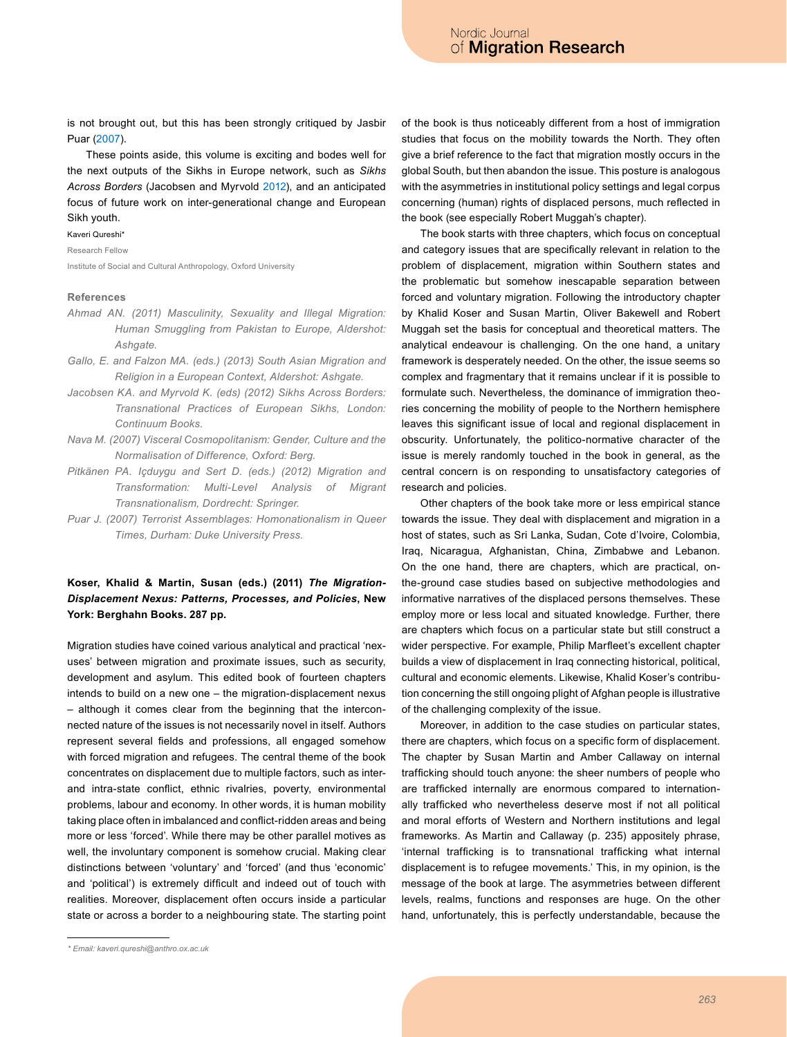is not brought out, but this has been strongly critiqued by Jasbir Puar (2007).

These points aside, this volume is exciting and bodes well for the next outputs of the Sikhs in Europe network, such as *Sikhs Across Borders* (Jacobsen and Myrvold 2012), and an anticipated focus of future work on inter-generational change and European Sikh youth.

Kaveri Qureshi*

Research Fellow

Institute of Social and Cultural Anthropology, Oxford University

### References

*Ahmad AN. (2011) Masculinity, Sexuality and Illegal Migration: Human Smuggling from Pakistan to Europe, Aldershot: Ashgate.*

*Gallo, E. and Falzon MA. (eds.) (2013) South Asian Migration and Religion in a European Context, Aldershot: Ashgate.*

*Jacobsen KA. and Myrvold K. (eds) (2012) Sikhs Across Borders: Transnational Practices of European Sikhs, London: Continuum Books.*

*Nava M. (2007) Visceral Cosmopolitanism: Gender, Culture and the Normalisation of Difference, Oxford: Berg.*

*Pitkänen PA. Içduygu and Sert D. (eds.) (2012) Migration and Transformation: Multi-Level Analysis of Migrant Transnationalism, Dordrecht: Springer.*

*Puar J. (2007) Terrorist Assemblages: Homonationalism in Queer Times, Durham: Duke University Press.*

**Koser, Khalid & Martin, Susan (eds.) (2011) *The Migration-Displacement Nexus: Patterns, Processes, and Policies*, New York: Berghahn Books. 287 pp.**

Migration studies have coined various analytical and practical 'nexuses' between migration and proximate issues, such as security, development and asylum. This edited book of fourteen chapters intends to build on a new one – the migration-displacement nexus – although it comes clear from the beginning that the interconnected nature of the issues is not necessarily novel in itself. Authors represent several fields and professions, all engaged somehow with forced migration and refugees. The central theme of the book concentrates on displacement due to multiple factors, such as inter- and intra-state conflict, ethnic rivalries, poverty, environmental problems, labour and economy. In other words, it is human mobility taking place often in imbalanced and conflict-ridden areas and being more or less 'forced'. While there may be other parallel motives as well, the involuntary component is somehow crucial. Making clear distinctions between 'voluntary' and 'forced' (and thus 'economic' and 'political') is extremely difficult and indeed out of touch with realities. Moreover, displacement often occurs inside a particular state or across a border to a neighbouring state. The starting point of the book is thus noticeably different from a host of immigration studies that focus on the mobility towards the North. They often give a brief reference to the fact that migration mostly occurs in the global South, but then abandon the issue. This posture is analogous with the asymmetries in institutional policy settings and legal corpus concerning (human) rights of displaced persons, much reflected in the book (see especially Robert Muggah's chapter).

The book starts with three chapters, which focus on conceptual and category issues that are specifically relevant in relation to the problem of displacement, migration within Southern states and the problematic but somehow inescapable separation between forced and voluntary migration. Following the introductory chapter by Khalid Koser and Susan Martin, Oliver Bakewell and Robert Muggah set the basis for conceptual and theoretical matters. The analytical endeavour is challenging. On the one hand, a unitary framework is desperately needed. On the other, the issue seems so complex and fragmentary that it remains unclear if it is possible to formulate such. Nevertheless, the dominance of immigration theories concerning the mobility of people to the Northern hemisphere leaves this significant issue of local and regional displacement in obscurity. Unfortunately, the politico-normative character of the issue is merely randomly touched in the book in general, as the central concern is on responding to unsatisfactory categories of research and policies.

Other chapters of the book take more or less empirical stance towards the issue. They deal with displacement and migration in a host of states, such as Sri Lanka, Sudan, Cote d'Ivoire, Colombia, Iraq, Nicaragua, Afghanistan, China, Zimbabwe and Lebanon. On the one hand, there are chapters, which are practical, on-the-ground case studies based on subjective methodologies and informative narratives of the displaced persons themselves. These employ more or less local and situated knowledge. Further, there are chapters which focus on a particular state but still construct a wider perspective. For example, Philip Marfleet's excellent chapter builds a view of displacement in Iraq connecting historical, political, cultural and economic elements. Likewise, Khalid Koser's contribution concerning the still ongoing plight of Afghan people is illustrative of the challenging complexity of the issue.

Moreover, in addition to the case studies on particular states, there are chapters, which focus on a specific form of displacement. The chapter by Susan Martin and Amber Callaway on internal trafficking should touch anyone: the sheer numbers of people who are trafficked internally are enormous compared to internationally trafficked who nevertheless deserve most if not all political and moral efforts of Western and Northern institutions and legal frameworks. As Martin and Callaway (p. 235) appositely phrase, 'internal trafficking is to transnational trafficking what internal displacement is to refugee movements.' This, in my opinion, is the message of the book at large. The asymmetries between different levels, realms, functions and responses are huge. On the other hand, unfortunately, this is perfectly understandable, because the

\* Email: kaveri.qureshi@anthro.ox.ac.uk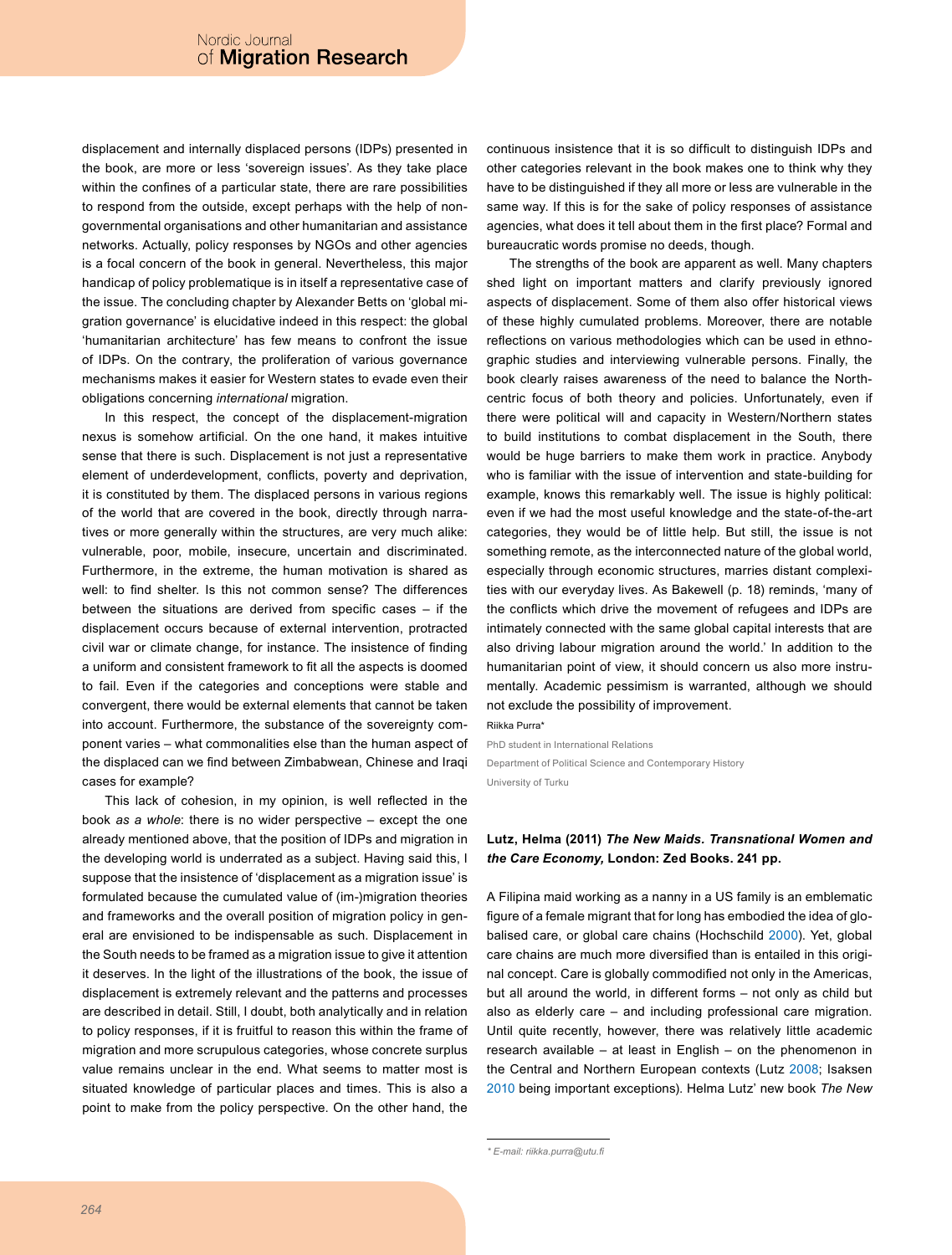displacement and internally displaced persons (IDPs) presented in the book, are more or less 'sovereign issues'. As they take place within the confines of a particular state, there are rare possibilities to respond from the outside, except perhaps with the help of non-governmental organisations and other humanitarian and assistance networks. Actually, policy responses by NGOs and other agencies is a focal concern of the book in general. Nevertheless, this major handicap of policy problematique is in itself a representative case of the issue. The concluding chapter by Alexander Betts on 'global migration governance' is elucidative indeed in this respect: the global 'humanitarian architecture' has few means to confront the issue of IDPs. On the contrary, the proliferation of various governance mechanisms makes it easier for Western states to evade even their obligations concerning *international* migration.

In this respect, the concept of the displacement-migration nexus is somehow artificial. On the one hand, it makes intuitive sense that there is such. Displacement is not just a representative element of underdevelopment, conflicts, poverty and deprivation, it is constituted by them. The displaced persons in various regions of the world that are covered in the book, directly through narratives or more generally within the structures, are very much alike: vulnerable, poor, mobile, insecure, uncertain and discriminated. Furthermore, in the extreme, the human motivation is shared as well: to find shelter. Is this not common sense? The differences between the situations are derived from specific cases – if the displacement occurs because of external intervention, protracted civil war or climate change, for instance. The insistence of finding a uniform and consistent framework to fit all the aspects is doomed to fail. Even if the categories and conceptions were stable and convergent, there would be external elements that cannot be taken into account. Furthermore, the substance of the sovereignty component varies – what commonalities else than the human aspect of the displaced can we find between Zimbabwean, Chinese and Iraqi cases for example?

This lack of cohesion, in my opinion, is well reflected in the book *as a whole*: there is no wider perspective – except the one already mentioned above, that the position of IDPs and migration in the developing world is underrated as a subject. Having said this, I suppose that the insistence of 'displacement as a migration issue' is formulated because the cumulated value of (im-)migration theories and frameworks and the overall position of migration policy in general are envisioned to be indispensable as such. Displacement in the South needs to be framed as a migration issue to give it attention it deserves. In the light of the illustrations of the book, the issue of displacement is extremely relevant and the patterns and processes are described in detail. Still, I doubt, both analytically and in relation to policy responses, if it is fruitful to reason this within the frame of migration and more scrupulous categories, whose concrete surplus value remains unclear in the end. What seems to matter most is situated knowledge of particular places and times. This is also a point to make from the policy perspective. On the other hand, the continuous insistence that it is so difficult to distinguish IDPs and other categories relevant in the book makes one to think why they have to be distinguished if they all more or less are vulnerable in the same way. If this is for the sake of policy responses of assistance agencies, what does it tell about them in the first place? Formal and bureaucratic words promise no deeds, though.

The strengths of the book are apparent as well. Many chapters shed light on important matters and clarify previously ignored aspects of displacement. Some of them also offer historical views of these highly cumulated problems. Moreover, there are notable reflections on various methodologies which can be used in ethnographic studies and interviewing vulnerable persons. Finally, the book clearly raises awareness of the need to balance the North-centric focus of both theory and policies. Unfortunately, even if there were political will and capacity in Western/Northern states to build institutions to combat displacement in the South, there would be huge barriers to make them work in practice. Anybody who is familiar with the issue of intervention and state-building for example, knows this remarkably well. The issue is highly political: even if we had the most useful knowledge and the state-of-the-art categories, they would be of little help. But still, the issue is not something remote, as the interconnected nature of the global world, especially through economic structures, marries distant complexities with our everyday lives. As Bakewell (p. 18) reminds, 'many of the conflicts which drive the movement of refugees and IDPs are intimately connected with the same global capital interests that are also driving labour migration around the world.' In addition to the humanitarian point of view, it should concern us also more instrumentally. Academic pessimism is warranted, although we should not exclude the possibility of improvement.

Riikka Purra*

PhD student in International Relations

Department of Political Science and Contemporary History

University of Turku

**Lutz, Helma (2011) *The New Maids. Transnational Women and the Care Economy,* London: Zed Books. 241 pp.**

A Filipina maid working as a nanny in a US family is an emblematic figure of a female migrant that for long has embodied the idea of globalised care, or global care chains (Hochschild 2000). Yet, global care chains are much more diversified than is entailed in this original concept. Care is globally commodified not only in the Americas, but all around the world, in different forms – not only as child but also as elderly care – and including professional care migration. Until quite recently, however, there was relatively little academic research available – at least in English – on the phenomenon in the Central and Northern European contexts (Lutz 2008; Isaksen 2010 being important exceptions). Helma Lutz' new book *The New*

* E-mail: riikka.purra@utu.fi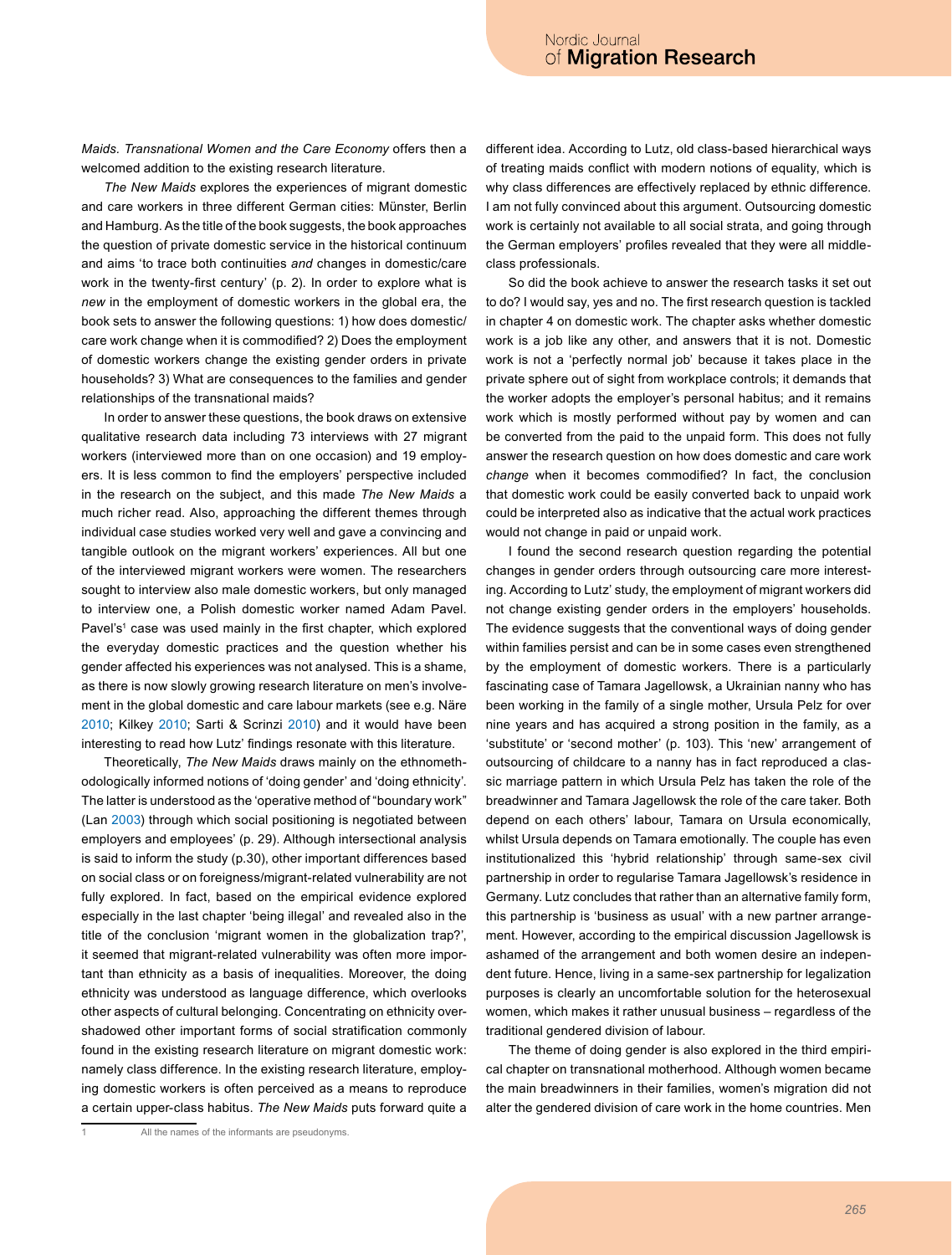*Maids. Transnational Women and the Care Economy* offers then a welcomed addition to the existing research literature.

*The New Maids* explores the experiences of migrant domestic and care workers in three different German cities: Münster, Berlin and Hamburg. As the title of the book suggests, the book approaches the question of private domestic service in the historical continuum and aims 'to trace both continuities *and* changes in domestic/care work in the twenty-first century' (p. 2). In order to explore what is *new* in the employment of domestic workers in the global era, the book sets to answer the following questions: 1) how does domestic/care work change when it is commodified? 2) Does the employment of domestic workers change the existing gender orders in private households? 3) What are consequences to the families and gender relationships of the transnational maids?

In order to answer these questions, the book draws on extensive qualitative research data including 73 interviews with 27 migrant workers (interviewed more than on one occasion) and 19 employers. It is less common to find the employers' perspective included in the research on the subject, and this made *The New Maids* a much richer read. Also, approaching the different themes through individual case studies worked very well and gave a convincing and tangible outlook on the migrant workers' experiences. All but one of the interviewed migrant workers were women. The researchers sought to interview also male domestic workers, but only managed to interview one, a Polish domestic worker named Adam Pavel. Pavel's[1] case was used mainly in the first chapter, which explored the everyday domestic practices and the question whether his gender affected his experiences was not analysed. This is a shame, as there is now slowly growing research literature on men's involvement in the global domestic and care labour markets (see e.g. Näre 2010; Kilkey 2010; Sarti & Scrinzi 2010) and it would have been interesting to read how Lutz' findings resonate with this literature.

Theoretically, *The New Maids* draws mainly on the ethnomethodologically informed notions of 'doing gender' and 'doing ethnicity'. The latter is understood as the 'operative method of "boundary work" (Lan 2003) through which social positioning is negotiated between employers and employees' (p. 29). Although intersectional analysis is said to inform the study (p.30), other important differences based on social class or on foreigness/migrant-related vulnerability are not fully explored. In fact, based on the empirical evidence explored especially in the last chapter 'being illegal' and revealed also in the title of the conclusion 'migrant women in the globalization trap?', it seemed that migrant-related vulnerability was often more important than ethnicity as a basis of inequalities. Moreover, the doing ethnicity was understood as language difference, which overlooks other aspects of cultural belonging. Concentrating on ethnicity overshadowed other important forms of social stratification commonly found in the existing research literature on migrant domestic work: namely class difference. In the existing research literature, employing domestic workers is often perceived as a means to reproduce a certain upper-class habitus. *The New Maids* puts forward quite a different idea. According to Lutz, old class-based hierarchical ways of treating maids conflict with modern notions of equality, which is why class differences are effectively replaced by ethnic difference. I am not fully convinced about this argument. Outsourcing domestic work is certainly not available to all social strata, and going through the German employers' profiles revealed that they were all middle-class professionals.

So did the book achieve to answer the research tasks it set out to do? I would say, yes and no. The first research question is tackled in chapter 4 on domestic work. The chapter asks whether domestic work is a job like any other, and answers that it is not. Domestic work is not a 'perfectly normal job' because it takes place in the private sphere out of sight from workplace controls; it demands that the worker adopts the employer's personal habitus; and it remains work which is mostly performed without pay by women and can be converted from the paid to the unpaid form. This does not fully answer the research question on how does domestic and care work *change* when it becomes commodified? In fact, the conclusion that domestic work could be easily converted back to unpaid work could be interpreted also as indicative that the actual work practices would not change in paid or unpaid work.

I found the second research question regarding the potential changes in gender orders through outsourcing care more interesting. According to Lutz' study, the employment of migrant workers did not change existing gender orders in the employers' households. The evidence suggests that the conventional ways of doing gender within families persist and can be in some cases even strengthened by the employment of domestic workers. There is a particularly fascinating case of Tamara Jagellowsk, a Ukrainian nanny who has been working in the family of a single mother, Ursula Pelz for over nine years and has acquired a strong position in the family, as a 'substitute' or 'second mother' (p. 103). This 'new' arrangement of outsourcing of childcare to a nanny has in fact reproduced a classic marriage pattern in which Ursula Pelz has taken the role of the breadwinner and Tamara Jagellowsk the role of the care taker. Both depend on each others' labour, Tamara on Ursula economically, whilst Ursula depends on Tamara emotionally. The couple has even institutionalized this 'hybrid relationship' through same-sex civil partnership in order to regularise Tamara Jagellowsk's residence in Germany. Lutz concludes that rather than an alternative family form, this partnership is 'business as usual' with a new partner arrangement. However, according to the empirical discussion Jagellowsk is ashamed of the arrangement and both women desire an independent future. Hence, living in a same-sex partnership for legalization purposes is clearly an uncomfortable solution for the heterosexual women, which makes it rather unusual business – regardless of the traditional gendered division of labour.

The theme of doing gender is also explored in the third empirical chapter on transnational motherhood. Although women became the main breadwinners in their families, women's migration did not alter the gendered division of care work in the home countries. Men

[1] All the names of the informants are pseudonyms.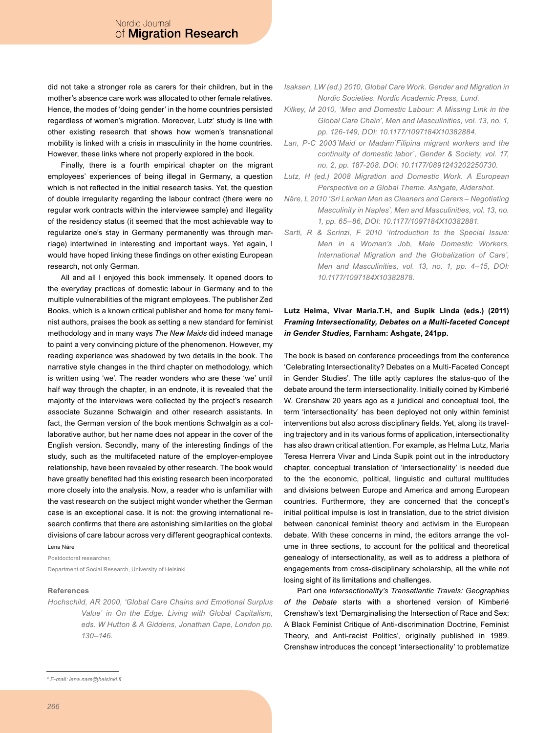did not take a stronger role as carers for their children, but in the mother's absence care work was allocated to other female relatives. Hence, the modes of 'doing gender' in the home countries persisted regardless of women's migration. Moreover, Lutz' study is line with other existing research that shows how women's transnational mobility is linked with a crisis in masculinity in the home countries. However, these links where not properly explored in the book.

Finally, there is a fourth empirical chapter on the migrant employees' experiences of being illegal in Germany, a question which is not reflected in the initial research tasks. Yet, the question of double irregularity regarding the labour contract (there were no regular work contracts within the interviewee sample) and illegality of the residency status (it seemed that the most achievable way to regularize one's stay in Germany permanently was through marriage) intertwined in interesting and important ways. Yet again, I would have hoped linking these findings on other existing European research, not only German.

All and all I enjoyed this book immensely. It opened doors to the everyday practices of domestic labour in Germany and to the multiple vulnerabilities of the migrant employees. The publisher Zed Books, which is a known critical publisher and home for many feminist authors, praises the book as setting a new standard for feminist methodology and in many ways *The New Maids* did indeed manage to paint a very convincing picture of the phenomenon. However, my reading experience was shadowed by two details in the book. The narrative style changes in the third chapter on methodology, which is written using 'we'. The reader wonders who are these 'we' until half way through the chapter, in an endnote, it is revealed that the majority of the interviews were collected by the project's research associate Suzanne Schwalgin and other research assistants. In fact, the German version of the book mentions Schwalgin as a collaborative author, but her name does not appear in the cover of the English version. Secondly, many of the interesting findings of the study, such as the multifaceted nature of the employer-employee relationship, have been revealed by other research. The book would have greatly benefited had this existing research been incorporated more closely into the analysis. Now, a reader who is unfamiliar with the vast research on the subject might wonder whether the German case is an exceptional case. It is not: the growing international research confirms that there are astonishing similarities on the global divisions of care labour across very different geographical contexts.

Lena Näre

Postdoctoral researcher,

Department of Social Research, University of Helsinki

### References

*Hochschild, AR 2000, 'Global Care Chains and Emotional Surplus Value' in On the Edge. Living with Global Capitalism, eds. W Hutton & A Giddens, Jonathan Cape, London pp. 130–146.*

*Isaksen, LW (ed.) 2010, Global Care Work. Gender and Migration in Nordic Societies. Nordic Academic Press, Lund.*

*Kilkey, M 2010, 'Men and Domestic Labour: A Missing Link in the Global Care Chain', Men and Masculinities, vol. 13, no. 1, pp. 126-149, DOI: 10.1177/1097184X10382884.*

*Lan, P-C 2003´Maid or Madam´Filipina migrant workers and the continuity of domestic labor´, Gender & Society, vol. 17, no. 2, pp. 187-208. DOI: 10.1177/0891243202250730.*

*Lutz, H (ed.) 2008 Migration and Domestic Work. A European Perspective on a Global Theme. Ashgate, Aldershot.*

*Näre, L 2010 'Sri Lankan Men as Cleaners and Carers – Negotiating Masculinity in Naples', Men and Masculinities, vol. 13, no. 1, pp. 65–86, DOI: 10.1177/1097184X10382881.*

*Sarti, R & Scrinzi, F 2010 'Introduction to the Special Issue: Men in a Woman's Job, Male Domestic Workers, International Migration and the Globalization of Care', Men and Masculinities, vol. 13, no. 1, pp. 4–15, DOI: 10.1177/1097184X10382878.*

**Lutz Helma, Vivar Maria.T.H, and Supik Linda (eds.) (2011) *Framing Intersectionality, Debates on a Multi-faceted Concept in Gender Studies,* Farnham: Ashgate, 241pp.**

The book is based on conference proceedings from the conference 'Celebrating Intersectionality? Debates on a Multi-Faceted Concept in Gender Studies'. The title aptly captures the status-quo of the debate around the term intersectionality. Initially coined by Kimberlé W. Crenshaw 20 years ago as a juridical and conceptual tool, the term 'intersectionality' has been deployed not only within feminist interventions but also across disciplinary fields. Yet, along its travelling trajectory and in its various forms of application, intersectionality has also drawn critical attention. For example, as Helma Lutz, Maria Teresa Herrera Vivar and Linda Supik point out in the introductory chapter, conceptual translation of 'intersectionality' is needed due to the economic, political, linguistic and cultural multitudes and divisions between Europe and America and among European countries. Furthermore, they are concerned that the concept's initial political impulse is lost in translation, due to the strict division between canonical feminist theory and activism in the European debate. With these concerns in mind, the editors arrange the volume in three sections, to account for the political and theoretical genealogy of intersectionality, as well as to address a plethora of engagements from cross-disciplinary scholarship, all the while not losing sight of its limitations and challenges.

Part one *Intersectionality's Transatlantic Travels: Geographies of the Debate* starts with a shortened version of Kimberlé Crenshaw's text 'Demarginalising the Intersection of Race and Sex: A Black Feminist Critique of Anti-discrimination Doctrine, Feminist Theory, and Anti-racist Politics', originally published in 1989. Crenshaw introduces the concept 'intersectionality' to problematize

\* E-mail: lena.nare@helsinki.fi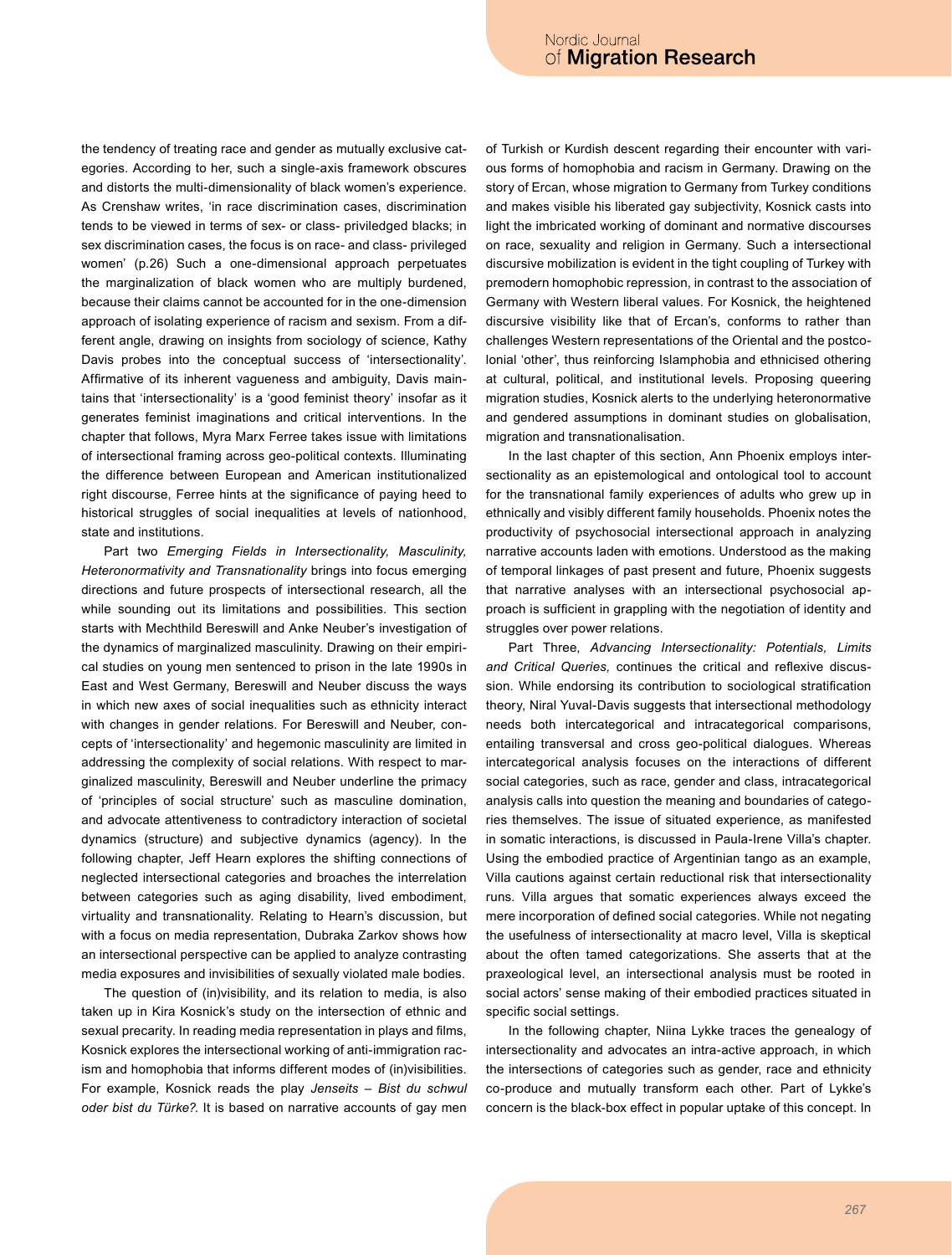the tendency of treating race and gender as mutually exclusive categories. According to her, such a single-axis framework obscures and distorts the multi-dimensionality of black women's experience. As Crenshaw writes, 'in race discrimination cases, discrimination tends to be viewed in terms of sex- or class- priviledged blacks; in sex discrimination cases, the focus is on race- and class- privileged women' (p.26) Such a one-dimensional approach perpetuates the marginalization of black women who are multiply burdened, because their claims cannot be accounted for in the one-dimension approach of isolating experience of racism and sexism. From a different angle, drawing on insights from sociology of science, Kathy Davis probes into the conceptual success of 'intersectionality'. Affirmative of its inherent vagueness and ambiguity, Davis maintains that 'intersectionality' is a 'good feminist theory' insofar as it generates feminist imaginations and critical interventions. In the chapter that follows, Myra Marx Ferree takes issue with limitations of intersectional framing across geo-political contexts. Illuminating the difference between European and American institutionalized right discourse, Ferree hints at the significance of paying heed to historical struggles of social inequalities at levels of nationhood, state and institutions.

Part two *Emerging Fields in Intersectionality, Masculinity, Heteronormativity and Transnationality* brings into focus emerging directions and future prospects of intersectional research, all the while sounding out its limitations and possibilities. This section starts with Mechthild Bereswill and Anke Neuber's investigation of the dynamics of marginalized masculinity. Drawing on their empirical studies on young men sentenced to prison in the late 1990s in East and West Germany, Bereswill and Neuber discuss the ways in which new axes of social inequalities such as ethnicity interact with changes in gender relations. For Bereswill and Neuber, concepts of 'intersectionality' and hegemonic masculinity are limited in addressing the complexity of social relations. With respect to marginalized masculinity, Bereswill and Neuber underline the primacy of 'principles of social structure' such as masculine domination, and advocate attentiveness to contradictory interaction of societal dynamics (structure) and subjective dynamics (agency). In the following chapter, Jeff Hearn explores the shifting connections of neglected intersectional categories and broaches the interrelation between categories such as aging disability, lived embodiment, virtuality and transnationality. Relating to Hearn's discussion, but with a focus on media representation, Dubraka Zarkov shows how an intersectional perspective can be applied to analyze contrasting media exposures and invisibilities of sexually violated male bodies.

The question of (in)visibility, and its relation to media, is also taken up in Kira Kosnick's study on the intersection of ethnic and sexual precarity. In reading media representation in plays and films, Kosnick explores the intersectional working of anti-immigration racism and homophobia that informs different modes of (in)visibilities. For example, Kosnick reads the play *Jenseits – Bist du schwul oder bist du Türke?*. It is based on narrative accounts of gay men of Turkish or Kurdish descent regarding their encounter with various forms of homophobia and racism in Germany. Drawing on the story of Ercan, whose migration to Germany from Turkey conditions and makes visible his liberated gay subjectivity, Kosnick casts into light the imbricated working of dominant and normative discourses on race, sexuality and religion in Germany. Such a intersectional discursive mobilization is evident in the tight coupling of Turkey with premodern homophobic repression, in contrast to the association of Germany with Western liberal values. For Kosnick, the heightened discursive visibility like that of Ercan's, conforms to rather than challenges Western representations of the Oriental and the postcolonial 'other', thus reinforcing Islamphobia and ethnicised othering at cultural, political, and institutional levels. Proposing queering migration studies, Kosnick alerts to the underlying heteronormative and gendered assumptions in dominant studies on globalisation, migration and transnationalisation.

In the last chapter of this section, Ann Phoenix employs intersectionality as an epistemological and ontological tool to account for the transnational family experiences of adults who grew up in ethnically and visibly different family households. Phoenix notes the productivity of psychosocial intersectional approach in analyzing narrative accounts laden with emotions. Understood as the making of temporal linkages of past present and future, Phoenix suggests that narrative analyses with an intersectional psychosocial approach is sufficient in grappling with the negotiation of identity and struggles over power relations.

Part Three, *Advancing Intersectionality: Potentials, Limits and Critical Queries,* continues the critical and reflexive discussion. While endorsing its contribution to sociological stratification theory, Niral Yuval-Davis suggests that intersectional methodology needs both intercategorical and intracategorical comparisons, entailing transversal and cross geo-political dialogues. Whereas intercategorical analysis focuses on the interactions of different social categories, such as race, gender and class, intracategorical analysis calls into question the meaning and boundaries of categories themselves. The issue of situated experience, as manifested in somatic interactions, is discussed in Paula-Irene Villa's chapter. Using the embodied practice of Argentinian tango as an example, Villa cautions against certain reductional risk that intersectionality runs. Villa argues that somatic experiences always exceed the mere incorporation of defined social categories. While not negating the usefulness of intersectionality at macro level, Villa is skeptical about the often tamed categorizations. She asserts that at the praxeological level, an intersectional analysis must be rooted in social actors' sense making of their embodied practices situated in specific social settings.

In the following chapter, Niina Lykke traces the genealogy of intersectionality and advocates an intra-active approach, in which the intersections of categories such as gender, race and ethnicity co-produce and mutually transform each other. Part of Lykke's concern is the black-box effect in popular uptake of this concept. In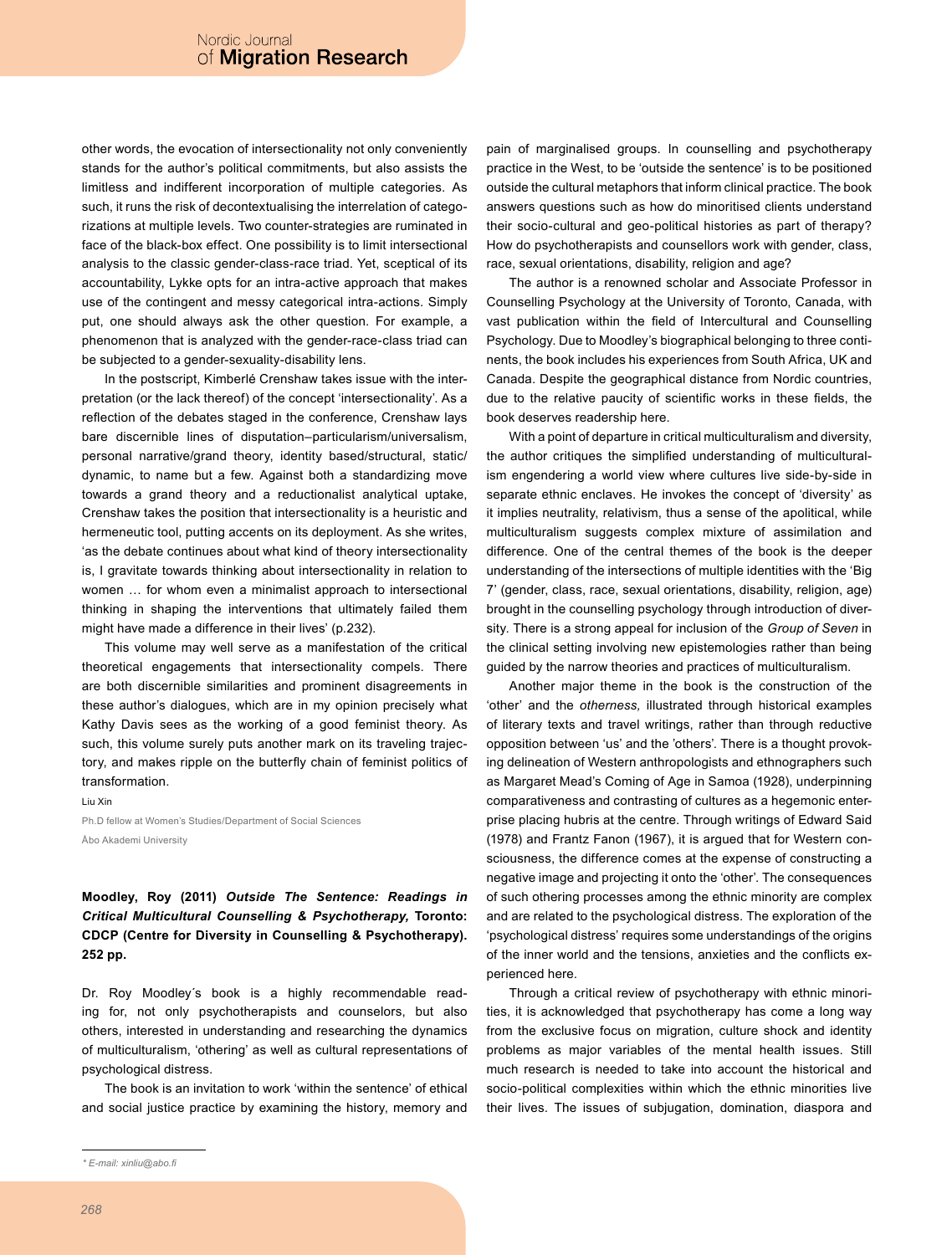other words, the evocation of intersectionality not only conveniently stands for the author's political commitments, but also assists the limitless and indifferent incorporation of multiple categories. As such, it runs the risk of decontextualising the interrelation of categorizations at multiple levels. Two counter-strategies are ruminated in face of the black-box effect. One possibility is to limit intersectional analysis to the classic gender-class-race triad. Yet, sceptical of its accountability, Lykke opts for an intra-active approach that makes use of the contingent and messy categorical intra-actions. Simply put, one should always ask the other question. For example, a phenomenon that is analyzed with the gender-race-class triad can be subjected to a gender-sexuality-disability lens.

In the postscript, Kimberlé Crenshaw takes issue with the interpretation (or the lack thereof) of the concept 'intersectionality'. As a reflection of the debates staged in the conference, Crenshaw lays bare discernible lines of disputation–particularism/universalism, personal narrative/grand theory, identity based/structural, static/dynamic, to name but a few. Against both a standardizing move towards a grand theory and a reductionalist analytical uptake, Crenshaw takes the position that intersectionality is a heuristic and hermeneutic tool, putting accents on its deployment. As she writes, 'as the debate continues about what kind of theory intersectionality is, I gravitate towards thinking about intersectionality in relation to women … for whom even a minimalist approach to intersectional thinking in shaping the interventions that ultimately failed them might have made a difference in their lives' (p.232).

This volume may well serve as a manifestation of the critical theoretical engagements that intersectionality compels. There are both discernible similarities and prominent disagreements in these author's dialogues, which are in my opinion precisely what Kathy Davis sees as the working of a good feminist theory. As such, this volume surely puts another mark on its traveling trajectory, and makes ripple on the butterfly chain of feminist politics of transformation.

Liu Xin

Ph.D fellow at Women's Studies/Department of Social Sciences

Åbo Akademi University

**Moodley, Roy (2011) *Outside The Sentence: Readings in Critical Multicultural Counselling & Psychotherapy,* Toronto: CDCP (Centre for Diversity in Counselling & Psychotherapy). 252 pp.**

Dr. Roy Moodley´s book is a highly recommendable reading for, not only psychotherapists and counselors, but also others, interested in understanding and researching the dynamics of multiculturalism, 'othering' as well as cultural representations of psychological distress.

The book is an invitation to work 'within the sentence' of ethical and social justice practice by examining the history, memory and pain of marginalised groups. In counselling and psychotherapy practice in the West, to be 'outside the sentence' is to be positioned outside the cultural metaphors that inform clinical practice. The book answers questions such as how do minoritised clients understand their socio-cultural and geo-political histories as part of therapy? How do psychotherapists and counsellors work with gender, class, race, sexual orientations, disability, religion and age?

The author is a renowned scholar and Associate Professor in Counselling Psychology at the University of Toronto, Canada, with vast publication within the field of Intercultural and Counselling Psychology. Due to Moodley's biographical belonging to three continents, the book includes his experiences from South Africa, UK and Canada. Despite the geographical distance from Nordic countries, due to the relative paucity of scientific works in these fields, the book deserves readership here.

With a point of departure in critical multiculturalism and diversity, the author critiques the simplified understanding of multiculturalism engendering a world view where cultures live side-by-side in separate ethnic enclaves. He invokes the concept of 'diversity' as it implies neutrality, relativism, thus a sense of the apolitical, while multiculturalism suggests complex mixture of assimilation and difference. One of the central themes of the book is the deeper understanding of the intersections of multiple identities with the 'Big 7' (gender, class, race, sexual orientations, disability, religion, age) brought in the counselling psychology through introduction of diversity. There is a strong appeal for inclusion of the *Group of Seven* in the clinical setting involving new epistemologies rather than being guided by the narrow theories and practices of multiculturalism.

Another major theme in the book is the construction of the 'other' and the *otherness,* illustrated through historical examples of literary texts and travel writings, rather than through reductive opposition between 'us' and the 'others'. There is a thought provoking delineation of Western anthropologists and ethnographers such as Margaret Mead's Coming of Age in Samoa (1928), underpinning comparativeness and contrasting of cultures as a hegemonic enterprise placing hubris at the centre. Through writings of Edward Said (1978) and Frantz Fanon (1967), it is argued that for Western consciousness, the difference comes at the expense of constructing a negative image and projecting it onto the 'other'. The consequences of such othering processes among the ethnic minority are complex and are related to the psychological distress. The exploration of the 'psychological distress' requires some understandings of the origins of the inner world and the tensions, anxieties and the conflicts experienced here.

Through a critical review of psychotherapy with ethnic minorities, it is acknowledged that psychotherapy has come a long way from the exclusive focus on migration, culture shock and identity problems as major variables of the mental health issues. Still much research is needed to take into account the historical and socio-political complexities within which the ethnic minorities live their lives. The issues of subjugation, domination, diaspora and

\* E-mail: xinliu@abo.fi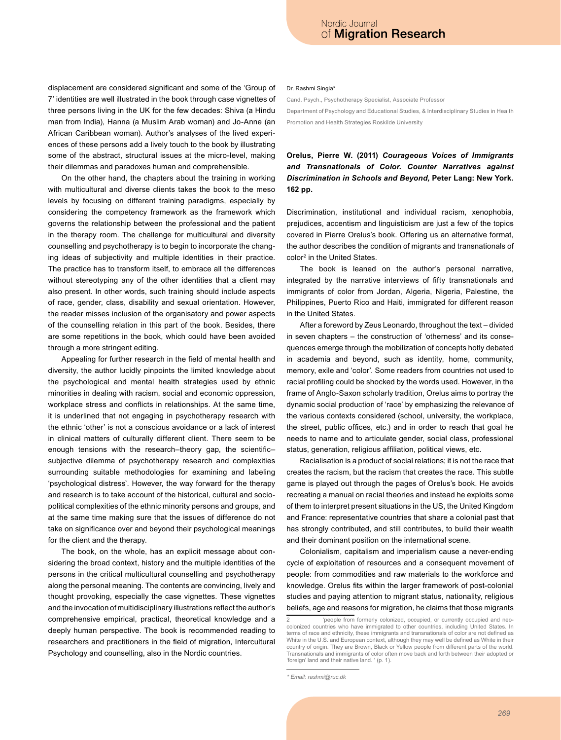displacement are considered significant and some of the 'Group of 7' identities are well illustrated in the book through case vignettes of three persons living in the UK for the few decades: Shiva (a Hindu man from India), Hanna (a Muslim Arab woman) and Jo-Anne (an African Caribbean woman). Author's analyses of the lived experiences of these persons add a lively touch to the book by illustrating some of the abstract, structural issues at the micro-level, making their dilemmas and paradoxes human and comprehensible.

On the other hand, the chapters about the training in working with multicultural and diverse clients takes the book to the meso levels by focusing on different training paradigms, especially by considering the competency framework as the framework which governs the relationship between the professional and the patient in the therapy room. The challenge for multicultural and diversity counselling and psychotherapy is to begin to incorporate the changing ideas of subjectivity and multiple identities in their practice. The practice has to transform itself, to embrace all the differences without stereotyping any of the other identities that a client may also present. In other words, such training should include aspects of race, gender, class, disability and sexual orientation. However, the reader misses inclusion of the organisatory and power aspects of the counselling relation in this part of the book. Besides, there are some repetitions in the book, which could have been avoided through a more stringent editing.

Appealing for further research in the field of mental health and diversity, the author lucidly pinpoints the limited knowledge about the psychological and mental health strategies used by ethnic minorities in dealing with racism, social and economic oppression, workplace stress and conflicts in relationships. At the same time, it is underlined that not engaging in psychotherapy research with the ethnic 'other' is not a conscious avoidance or a lack of interest in clinical matters of culturally different client. There seem to be enough tensions with the research–theory gap, the scientific–subjective dilemma of psychotherapy research and complexities surrounding suitable methodologies for examining and labeling 'psychological distress`. However, the way forward for the therapy and research is to take account of the historical, cultural and sociopolitical complexities of the ethnic minority persons and groups, and at the same time making sure that the issues of difference do not take on significance over and beyond their psychological meanings for the client and the therapy.

The book, on the whole, has an explicit message about considering the broad context, history and the multiple identities of the persons in the critical multicultural counselling and psychotherapy along the personal meaning. The contents are convincing, lively and thought provoking, especially the case vignettes. These vignettes and the invocation of multidisciplinary illustrations reflect the author's comprehensive empirical, practical, theoretical knowledge and a deeply human perspective. The book is recommended reading to researchers and practitioners in the field of migration, Intercultural Psychology and counselling, also in the Nordic countries.

Dr. Rashmi Singla*

Cand. Psych., Psychotherapy Specialist, Associate Professor

Department of Psychology and Educational Studies, & Interdisciplinary Studies in Health Promotion and Health Strategies Roskilde University

**Orelus, Pierre W. (2011) *Courageous Voices of Immigrants and Transnationals of Color. Counter Narratives against Discrimination in Schools and Beyond,* Peter Lang: New York. 162 pp.**

Discrimination, institutional and individual racism, xenophobia, prejudices, accentism and linguisticism are just a few of the topics covered in Pierre Orelus's book. Offering us an alternative format, the author describes the condition of migrants and transnationals of color[2] in the United States.

The book is leaned on the author's personal narrative, integrated by the narrative interviews of fifty transnationals and immigrants of color from Jordan, Algeria, Nigeria, Palestine, the Philippines, Puerto Rico and Haiti, immigrated for different reason in the United States.

After a foreword by Zeus Leonardo, throughout the text – divided in seven chapters – the construction of 'otherness' and its consequences emerge through the mobilization of concepts hotly debated in academia and beyond, such as identity, home, community, memory, exile and 'color'. Some readers from countries not used to racial profiling could be shocked by the words used. However, in the frame of Anglo-Saxon scholarly tradition, Orelus aims to portray the dynamic social production of 'race' by emphasizing the relevance of the various contexts considered (school, university, the workplace, the street, public offices, etc.) and in order to reach that goal he needs to name and to articulate gender, social class, professional status, generation, religious affiliation, political views, etc.

Racialisation is a product of social relations; it is not the race that creates the racism, but the racism that creates the race. This subtle game is played out through the pages of Orelus's book. He avoids recreating a manual on racial theories and instead he exploits some of them to interpret present situations in the US, the United Kingdom and France: representative countries that share a colonial past that has strongly contributed, and still contributes, to build their wealth and their dominant position on the international scene.

Colonialism, capitalism and imperialism cause a never-ending cycle of exploitation of resources and a consequent movement of people: from commodities and raw materials to the workforce and knowledge. Orelus fits within the larger framework of post-colonial studies and paying attention to migrant status, nationality, religious beliefs, age and reasons for migration, he claims that those migrants

2 'people from formerly colonized, occupied, or currently occupied and neo-colonized countries who have immigrated to other countries, including United States. In terms of race and ethnicity, these immigrants and transnationals of color are not defined as White in the U.S. and European context, although they may well be defined as White in their country of origin. They are Brown, Black or Yellow people from different parts of the world. Transnationals and immigrants of color often move back and forth between their adopted or 'foreign' land and their native land. ' (p. 1).

\* Email: rashmi@ruc.dk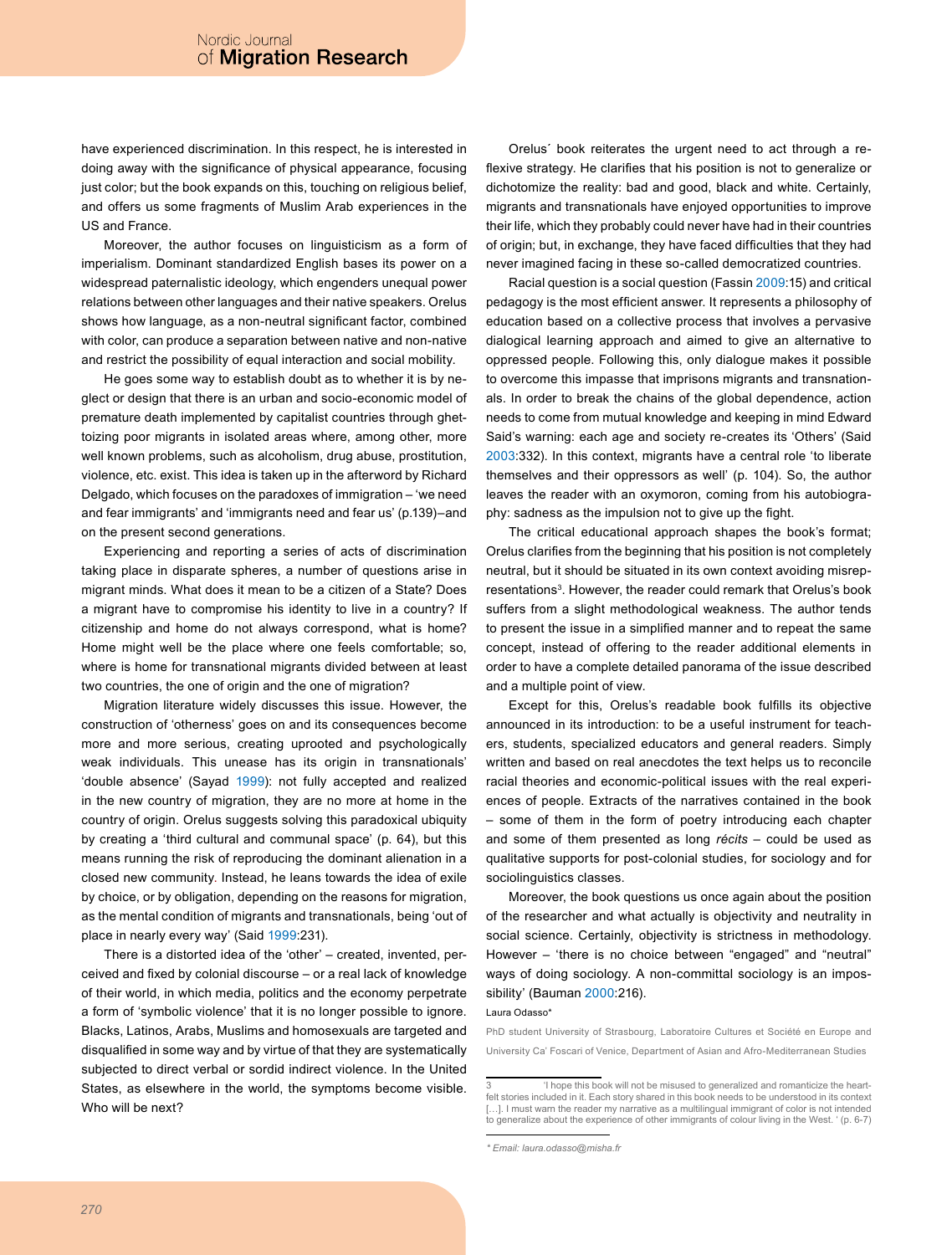have experienced discrimination. In this respect, he is interested in doing away with the significance of physical appearance, focusing just color; but the book expands on this, touching on religious belief, and offers us some fragments of Muslim Arab experiences in the US and France.

Moreover, the author focuses on linguisticism as a form of imperialism. Dominant standardized English bases its power on a widespread paternalistic ideology, which engenders unequal power relations between other languages and their native speakers. Orelus shows how language, as a non-neutral significant factor, combined with color, can produce a separation between native and non-native and restrict the possibility of equal interaction and social mobility.

He goes some way to establish doubt as to whether it is by neglect or design that there is an urban and socio-economic model of premature death implemented by capitalist countries through ghettoizing poor migrants in isolated areas where, among other, more well known problems, such as alcoholism, drug abuse, prostitution, violence, etc. exist. This idea is taken up in the afterword by Richard Delgado, which focuses on the paradoxes of immigration – 'we need and fear immigrants' and 'immigrants need and fear us' (p.139)–and on the present second generations.

Experiencing and reporting a series of acts of discrimination taking place in disparate spheres, a number of questions arise in migrant minds. What does it mean to be a citizen of a State? Does a migrant have to compromise his identity to live in a country? If citizenship and home do not always correspond, what is home? Home might well be the place where one feels comfortable; so, where is home for transnational migrants divided between at least two countries, the one of origin and the one of migration?

Migration literature widely discusses this issue. However, the construction of 'otherness' goes on and its consequences become more and more serious, creating uprooted and psychologically weak individuals. This unease has its origin in transnationals' 'double absence' (Sayad 1999): not fully accepted and realized in the new country of migration, they are no more at home in the country of origin. Orelus suggests solving this paradoxical ubiquity by creating a 'third cultural and communal space' (p. 64), but this means running the risk of reproducing the dominant alienation in a closed new community. Instead, he leans towards the idea of exile by choice, or by obligation, depending on the reasons for migration, as the mental condition of migrants and transnationals, being 'out of place in nearly every way' (Said 1999:231).

There is a distorted idea of the 'other' – created, invented, perceived and fixed by colonial discourse – or a real lack of knowledge of their world, in which media, politics and the economy perpetrate a form of 'symbolic violence' that it is no longer possible to ignore. Blacks, Latinos, Arabs, Muslims and homosexuals are targeted and disqualified in some way and by virtue of that they are systematically subjected to direct verbal or sordid indirect violence. In the United States, as elsewhere in the world, the symptoms become visible. Who will be next?

Orelus´ book reiterates the urgent need to act through a reflexive strategy. He clarifies that his position is not to generalize or dichotomize the reality: bad and good, black and white. Certainly, migrants and transnationals have enjoyed opportunities to improve their life, which they probably could never have had in their countries of origin; but, in exchange, they have faced difficulties that they had never imagined facing in these so-called democratized countries.

Racial question is a social question (Fassin 2009:15) and critical pedagogy is the most efficient answer. It represents a philosophy of education based on a collective process that involves a pervasive dialogical learning approach and aimed to give an alternative to oppressed people. Following this, only dialogue makes it possible to overcome this impasse that imprisons migrants and transnationals. In order to break the chains of the global dependence, action needs to come from mutual knowledge and keeping in mind Edward Said's warning: each age and society re-creates its 'Others' (Said 2003:332). In this context, migrants have a central role 'to liberate themselves and their oppressors as well' (p. 104). So, the author leaves the reader with an oxymoron, coming from his autobiography: sadness as the impulsion not to give up the fight.

The critical educational approach shapes the book's format; Orelus clarifies from the beginning that his position is not completely neutral, but it should be situated in its own context avoiding misrepresentations[3]. However, the reader could remark that Orelus's book suffers from a slight methodological weakness. The author tends to present the issue in a simplified manner and to repeat the same concept, instead of offering to the reader additional elements in order to have a complete detailed panorama of the issue described and a multiple point of view.

Except for this, Orelus's readable book fulfills its objective announced in its introduction: to be a useful instrument for teachers, students, specialized educators and general readers. Simply written and based on real anecdotes the text helps us to reconcile racial theories and economic-political issues with the real experiences of people. Extracts of the narratives contained in the book – some of them in the form of poetry introducing each chapter and some of them presented as long *récits* – could be used as qualitative supports for post-colonial studies, for sociology and for sociolinguistics classes.

Moreover, the book questions us once again about the position of the researcher and what actually is objectivity and neutrality in social science. Certainly, objectivity is strictness in methodology. However – 'there is no choice between "engaged" and "neutral" ways of doing sociology. A non-committal sociology is an impossibility' (Bauman 2000:216).

Laura Odasso*

PhD student University of Strasbourg, Laboratoire Cultures et Société en Europe and University Ca' Foscari of Venice, Department of Asian and Afro-Mediterranean Studies

---

3 'I hope this book will not be misused to generalized and romanticize the heartfelt stories included in it. Each story shared in this book needs to be understood in its context […]. I must warn the reader my narrative as a multilingual immigrant of color is not intended to generalize about the experience of other immigrants of colour living in the West. ' (p. 6-7)

*\* Email: laura.odasso@misha.fr*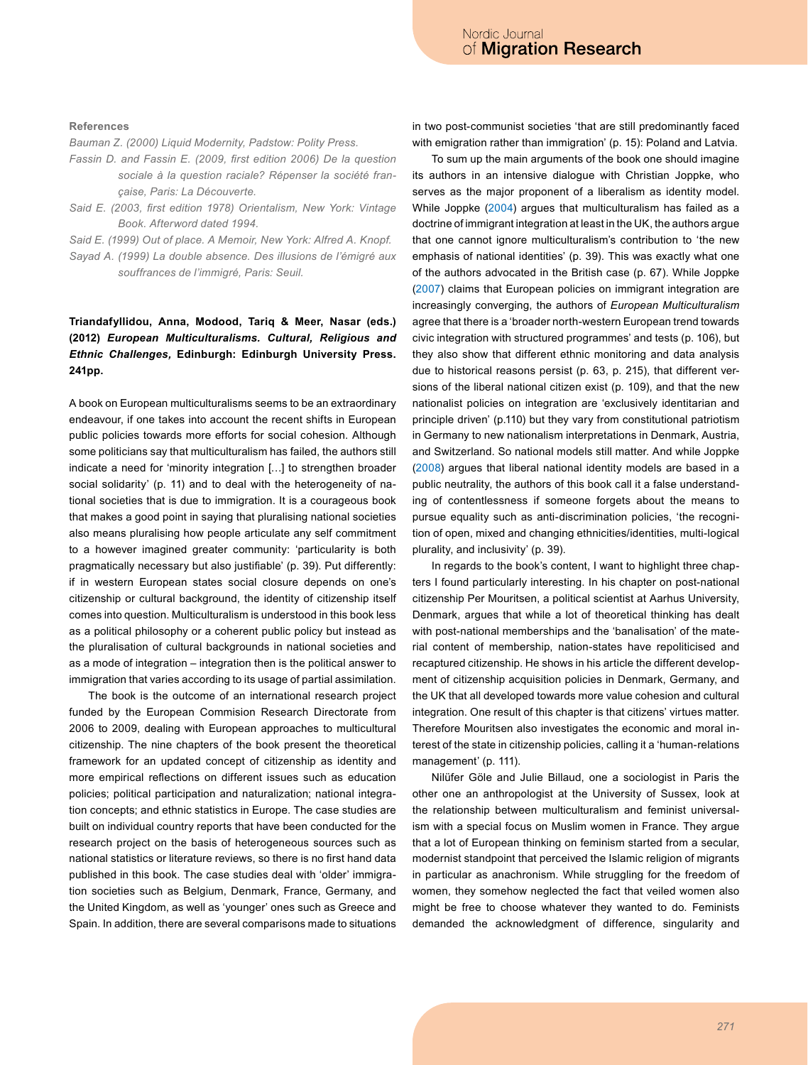**References**

*Bauman Z. (2000) Liquid Modernity, Padstow: Polity Press.*

*Fassin D. and Fassin E. (2009, first edition 2006) De la question sociale à la question raciale? Répenser la société française, Paris: La Découverte.*

*Said E. (2003, first edition 1978) Orientalism, New York: Vintage Book. Afterword dated 1994.*

*Said E. (1999) Out of place. A Memoir, New York: Alfred A. Knopf.*

*Sayad A. (1999) La double absence. Des illusions de l'émigré aux souffrances de l'immigré, Paris: Seuil.*

**Triandafyllidou, Anna, Modood, Tariq & Meer, Nasar (eds.) (2012) *European Multiculturalisms. Cultural, Religious and Ethnic Challenges,* Edinburgh: Edinburgh University Press. 241pp.**

A book on European multiculturalisms seems to be an extraordinary endeavour, if one takes into account the recent shifts in European public policies towards more efforts for social cohesion. Although some politicians say that multiculturalism has failed, the authors still indicate a need for 'minority integration […] to strengthen broader social solidarity' (p. 11) and to deal with the heterogeneity of national societies that is due to immigration. It is a courageous book that makes a good point in saying that pluralising national societies also means pluralising how people articulate any self commitment to a however imagined greater community: 'particularity is both pragmatically necessary but also justifiable' (p. 39). Put differently: if in western European states social closure depends on one's citizenship or cultural background, the identity of citizenship itself comes into question. Multiculturalism is understood in this book less as a political philosophy or a coherent public policy but instead as the pluralisation of cultural backgrounds in national societies and as a mode of integration – integration then is the political answer to immigration that varies according to its usage of partial assimilation.

The book is the outcome of an international research project funded by the European Commision Research Directorate from 2006 to 2009, dealing with European approaches to multicultural citizenship. The nine chapters of the book present the theoretical framework for an updated concept of citizenship as identity and more empirical reflections on different issues such as education policies; political participation and naturalization; national integration concepts; and ethnic statistics in Europe. The case studies are built on individual country reports that have been conducted for the research project on the basis of heterogeneous sources such as national statistics or literature reviews, so there is no first hand data published in this book. The case studies deal with 'older' immigration societies such as Belgium, Denmark, France, Germany, and the United Kingdom, as well as 'younger' ones such as Greece and Spain. In addition, there are several comparisons made to situations in two post-communist societies 'that are still predominantly faced with emigration rather than immigration' (p. 15): Poland and Latvia.

To sum up the main arguments of the book one should imagine its authors in an intensive dialogue with Christian Joppke, who serves as the major proponent of a liberalism as identity model. While Joppke (2004) argues that multiculturalism has failed as a doctrine of immigrant integration at least in the UK, the authors argue that one cannot ignore multiculturalism's contribution to 'the new emphasis of national identities' (p. 39). This was exactly what one of the authors advocated in the British case (p. 67). While Joppke (2007) claims that European policies on immigrant integration are increasingly converging, the authors of *European Multiculturalism* agree that there is a 'broader north-western European trend towards civic integration with structured programmes' and tests (p. 106), but they also show that different ethnic monitoring and data analysis due to historical reasons persist (p. 63, p. 215), that different versions of the liberal national citizen exist (p. 109), and that the new nationalist policies on integration are 'exclusively identitarian and principle driven' (p.110) but they vary from constitutional patriotism in Germany to new nationalism interpretations in Denmark, Austria, and Switzerland. So national models still matter. And while Joppke (2008) argues that liberal national identity models are based in a public neutrality, the authors of this book call it a false understanding of contentlessness if someone forgets about the means to pursue equality such as anti-discrimination policies, 'the recognition of open, mixed and changing ethnicities/identities, multi-logical plurality, and inclusivity' (p. 39).

In regards to the book's content, I want to highlight three chapters I found particularly interesting. In his chapter on post-national citizenship Per Mouritsen, a political scientist at Aarhus University, Denmark, argues that while a lot of theoretical thinking has dealt with post-national memberships and the 'banalisation' of the material content of membership, nation-states have repoliticised and recaptured citizenship. He shows in his article the different development of citizenship acquisition policies in Denmark, Germany, and the UK that all developed towards more value cohesion and cultural integration. One result of this chapter is that citizens' virtues matter. Therefore Mouritsen also investigates the economic and moral interest of the state in citizenship policies, calling it a 'human-relations management' (p. 111).

Nilüfer Göle and Julie Billaud, one a sociologist in Paris the other one an anthropologist at the University of Sussex, look at the relationship between multiculturalism and feminist universalism with a special focus on Muslim women in France. They argue that a lot of European thinking on feminism started from a secular, modernist standpoint that perceived the Islamic religion of migrants in particular as anachronism. While struggling for the freedom of women, they somehow neglected the fact that veiled women also might be free to choose whatever they wanted to do. Feminists demanded the acknowledgment of difference, singularity and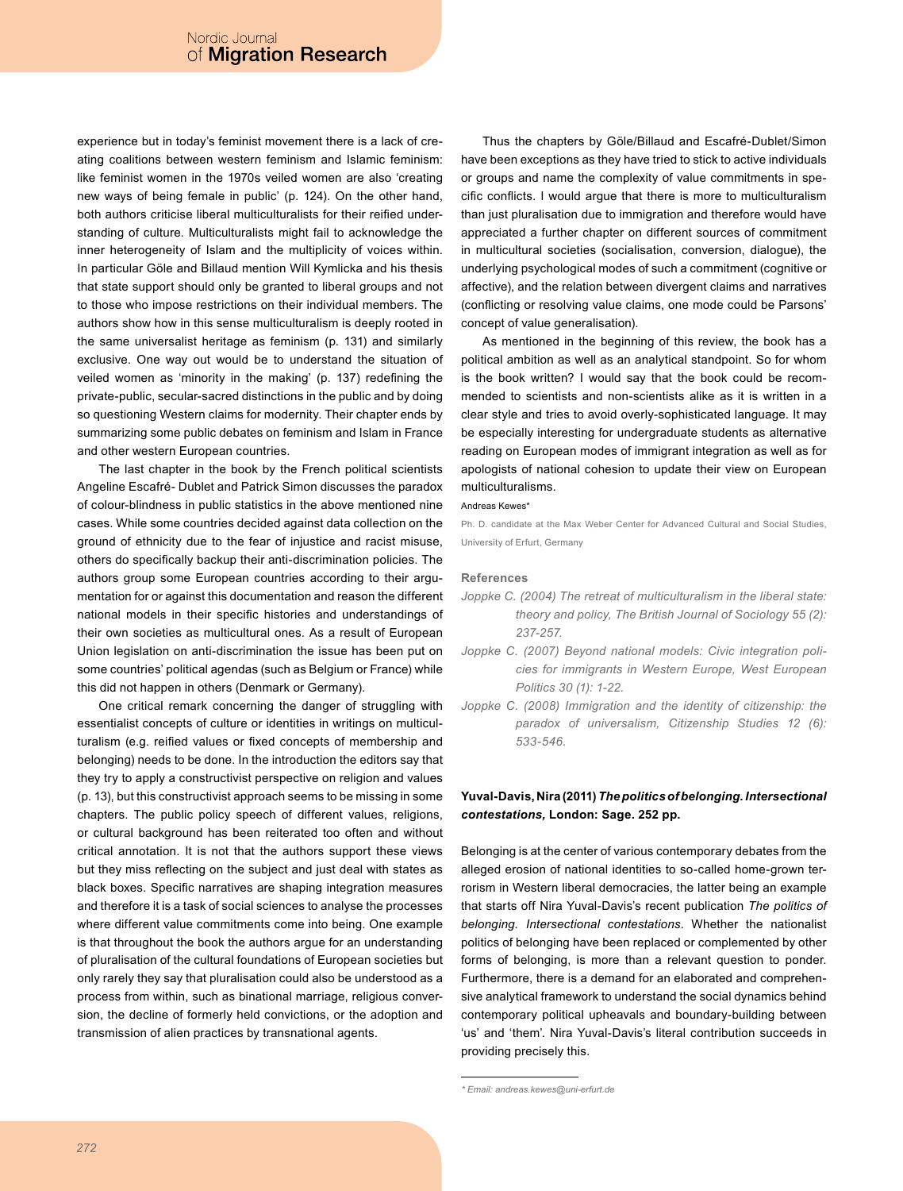experience but in today's feminist movement there is a lack of creating coalitions between western feminism and Islamic feminism: like feminist women in the 1970s veiled women are also 'creating new ways of being female in public' (p. 124). On the other hand, both authors criticise liberal multiculturalists for their reified understanding of culture. Multiculturalists might fail to acknowledge the inner heterogeneity of Islam and the multiplicity of voices within. In particular Göle and Billaud mention Will Kymlicka and his thesis that state support should only be granted to liberal groups and not to those who impose restrictions on their individual members. The authors show how in this sense multiculturalism is deeply rooted in the same universalist heritage as feminism (p. 131) and similarly exclusive. One way out would be to understand the situation of veiled women as 'minority in the making' (p. 137) redefining the private-public, secular-sacred distinctions in the public and by doing so questioning Western claims for modernity. Their chapter ends by summarizing some public debates on feminism and Islam in France and other western European countries.

The last chapter in the book by the French political scientists Angeline Escafré- Dublet and Patrick Simon discusses the paradox of colour-blindness in public statistics in the above mentioned nine cases. While some countries decided against data collection on the ground of ethnicity due to the fear of injustice and racist misuse, others do specifically backup their anti-discrimination policies. The authors group some European countries according to their argumentation for or against this documentation and reason the different national models in their specific histories and understandings of their own societies as multicultural ones. As a result of European Union legislation on anti-discrimination the issue has been put on some countries' political agendas (such as Belgium or France) while this did not happen in others (Denmark or Germany).

One critical remark concerning the danger of struggling with essentialist concepts of culture or identities in writings on multiculturalism (e.g. reified values or fixed concepts of membership and belonging) needs to be done. In the introduction the editors say that they try to apply a constructivist perspective on religion and values (p. 13), but this constructivist approach seems to be missing in some chapters. The public policy speech of different values, religions, or cultural background has been reiterated too often and without critical annotation. It is not that the authors support these views but they miss reflecting on the subject and just deal with states as black boxes. Specific narratives are shaping integration measures and therefore it is a task of social sciences to analyse the processes where different value commitments come into being. One example is that throughout the book the authors argue for an understanding of pluralisation of the cultural foundations of European societies but only rarely they say that pluralisation could also be understood as a process from within, such as binational marriage, religious conversion, the decline of formerly held convictions, or the adoption and transmission of alien practices by transnational agents.

Thus the chapters by Göle/Billaud and Escafré-Dublet/Simon have been exceptions as they have tried to stick to active individuals or groups and name the complexity of value commitments in specific conflicts. I would argue that there is more to multiculturalism than just pluralisation due to immigration and therefore would have appreciated a further chapter on different sources of commitment in multicultural societies (socialisation, conversion, dialogue), the underlying psychological modes of such a commitment (cognitive or affective), and the relation between divergent claims and narratives (conflicting or resolving value claims, one mode could be Parsons' concept of value generalisation).

As mentioned in the beginning of this review, the book has a political ambition as well as an analytical standpoint. So for whom is the book written? I would say that the book could be recommended to scientists and non-scientists alike as it is written in a clear style and tries to avoid overly-sophisticated language. It may be especially interesting for undergraduate students as alternative reading on European modes of immigrant integration as well as for apologists of national cohesion to update their view on European multiculturalisms.

Andreas Kewes*

Ph. D. candidate at the Max Weber Center for Advanced Cultural and Social Studies, University of Erfurt, Germany

### References

*Joppke C. (2004) The retreat of multiculturalism in the liberal state: theory and policy, The British Journal of Sociology 55 (2): 237-257.*

*Joppke C. (2007) Beyond national models: Civic integration policies for immigrants in Western Europe, West European Politics 30 (1): 1-22.*

*Joppke C. (2008) Immigration and the identity of citizenship: the paradox of universalism, Citizenship Studies 12 (6): 533-546.*

**Yuval-Davis, Nira (2011) *The politics of belonging. Intersectional contestations,* London: Sage. 252 pp.**

Belonging is at the center of various contemporary debates from the alleged erosion of national identities to so-called home-grown terrorism in Western liberal democracies, the latter being an example that starts off Nira Yuval-Davis's recent publication *The politics of belonging. Intersectional contestations.* Whether the nationalist politics of belonging have been replaced or complemented by other forms of belonging, is more than a relevant question to ponder. Furthermore, there is a demand for an elaborated and comprehensive analytical framework to understand the social dynamics behind contemporary political upheavals and boundary-building between 'us' and 'them'. Nira Yuval-Davis's literal contribution succeeds in providing precisely this.

\* Email: andreas.kewes@uni-erfurt.de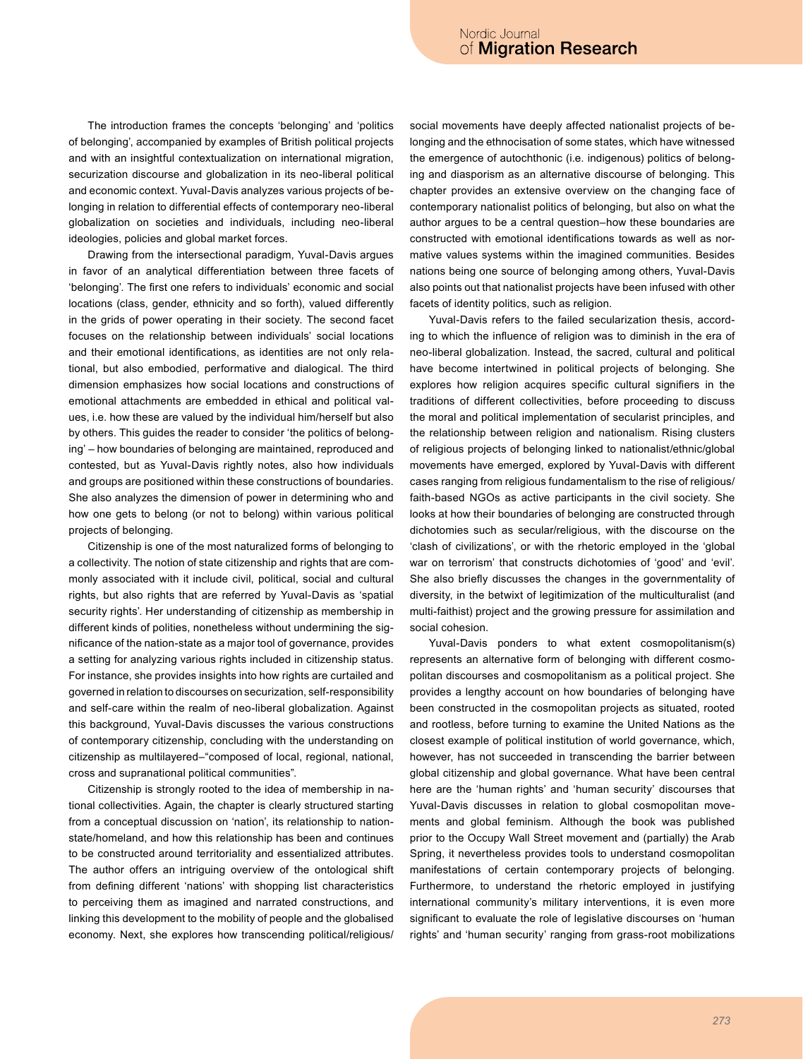The introduction frames the concepts 'belonging' and 'politics of belonging', accompanied by examples of British political projects and with an insightful contextualization on international migration, securization discourse and globalization in its neo-liberal political and economic context. Yuval-Davis analyzes various projects of belonging in relation to differential effects of contemporary neo-liberal globalization on societies and individuals, including neo-liberal ideologies, policies and global market forces.

Drawing from the intersectional paradigm, Yuval-Davis argues in favor of an analytical differentiation between three facets of 'belonging'. The first one refers to individuals' economic and social locations (class, gender, ethnicity and so forth), valued differently in the grids of power operating in their society. The second facet focuses on the relationship between individuals' social locations and their emotional identifications, as identities are not only relational, but also embodied, performative and dialogical. The third dimension emphasizes how social locations and constructions of emotional attachments are embedded in ethical and political values, i.e. how these are valued by the individual him/herself but also by others. This guides the reader to consider 'the politics of belonging' – how boundaries of belonging are maintained, reproduced and contested, but as Yuval-Davis rightly notes, also how individuals and groups are positioned within these constructions of boundaries. She also analyzes the dimension of power in determining who and how one gets to belong (or not to belong) within various political projects of belonging.

Citizenship is one of the most naturalized forms of belonging to a collectivity. The notion of state citizenship and rights that are commonly associated with it include civil, political, social and cultural rights, but also rights that are referred by Yuval-Davis as 'spatial security rights'. Her understanding of citizenship as membership in different kinds of polities, nonetheless without undermining the significance of the nation-state as a major tool of governance, provides a setting for analyzing various rights included in citizenship status. For instance, she provides insights into how rights are curtailed and governed in relation to discourses on securization, self-responsibility and self-care within the realm of neo-liberal globalization. Against this background, Yuval-Davis discusses the various constructions of contemporary citizenship, concluding with the understanding on citizenship as multilayered–"composed of local, regional, national, cross and supranational political communities".

Citizenship is strongly rooted to the idea of membership in national collectivities. Again, the chapter is clearly structured starting from a conceptual discussion on 'nation', its relationship to nation-state/homeland, and how this relationship has been and continues to be constructed around territoriality and essentialized attributes. The author offers an intriguing overview of the ontological shift from defining different 'nations' with shopping list characteristics to perceiving them as imagined and narrated constructions, and linking this development to the mobility of people and the globalised economy. Next, she explores how transcending political/religious/social movements have deeply affected nationalist projects of belonging and the ethnocisation of some states, which have witnessed the emergence of autochthonic (i.e. indigenous) politics of belonging and diasporism as an alternative discourse of belonging. This chapter provides an extensive overview on the changing face of contemporary nationalist politics of belonging, but also on what the author argues to be a central question–how these boundaries are constructed with emotional identifications towards as well as normative values systems within the imagined communities. Besides nations being one source of belonging among others, Yuval-Davis also points out that nationalist projects have been infused with other facets of identity politics, such as religion.

Yuval-Davis refers to the failed secularization thesis, according to which the influence of religion was to diminish in the era of neo-liberal globalization. Instead, the sacred, cultural and political have become intertwined in political projects of belonging. She explores how religion acquires specific cultural signifiers in the traditions of different collectivities, before proceeding to discuss the moral and political implementation of secularist principles, and the relationship between religion and nationalism. Rising clusters of religious projects of belonging linked to nationalist/ethnic/global movements have emerged, explored by Yuval-Davis with different cases ranging from religious fundamentalism to the rise of religious/faith-based NGOs as active participants in the civil society. She looks at how their boundaries of belonging are constructed through dichotomies such as secular/religious, with the discourse on the 'clash of civilizations', or with the rhetoric employed in the 'global war on terrorism' that constructs dichotomies of 'good' and 'evil'. She also briefly discusses the changes in the governmentality of diversity, in the betwixt of legitimization of the multiculturalist (and multi-faithist) project and the growing pressure for assimilation and social cohesion.

Yuval-Davis ponders to what extent cosmopolitanism(s) represents an alternative form of belonging with different cosmopolitan discourses and cosmopolitanism as a political project. She provides a lengthy account on how boundaries of belonging have been constructed in the cosmopolitan projects as situated, rooted and rootless, before turning to examine the United Nations as the closest example of political institution of world governance, which, however, has not succeeded in transcending the barrier between global citizenship and global governance. What have been central here are the 'human rights' and 'human security' discourses that Yuval-Davis discusses in relation to global cosmopolitan movements and global feminism. Although the book was published prior to the Occupy Wall Street movement and (partially) the Arab Spring, it nevertheless provides tools to understand cosmopolitan manifestations of certain contemporary projects of belonging. Furthermore, to understand the rhetoric employed in justifying international community's military interventions, it is even more significant to evaluate the role of legislative discourses on 'human rights' and 'human security' ranging from grass-root mobilizations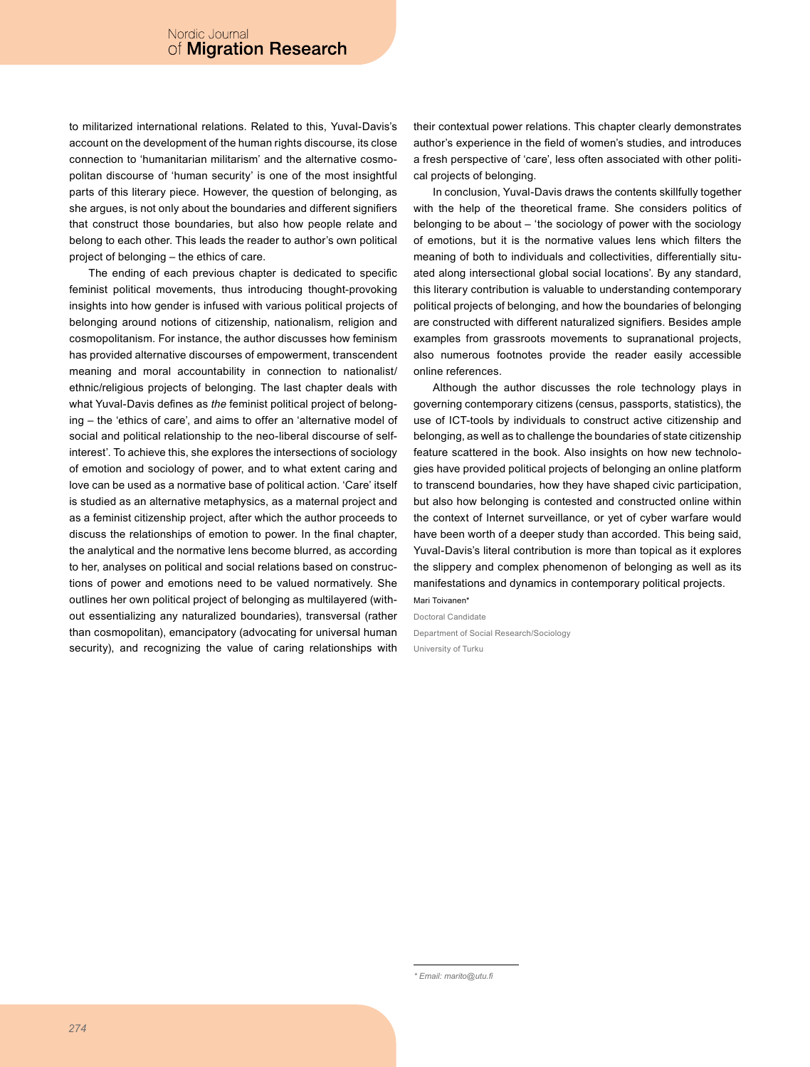to militarized international relations. Related to this, Yuval-Davis's account on the development of the human rights discourse, its close connection to 'humanitarian militarism' and the alternative cosmopolitan discourse of 'human security' is one of the most insightful parts of this literary piece. However, the question of belonging, as she argues, is not only about the boundaries and different signifiers that construct those boundaries, but also how people relate and belong to each other. This leads the reader to author's own political project of belonging – the ethics of care.

The ending of each previous chapter is dedicated to specific feminist political movements, thus introducing thought-provoking insights into how gender is infused with various political projects of belonging around notions of citizenship, nationalism, religion and cosmopolitanism. For instance, the author discusses how feminism has provided alternative discourses of empowerment, transcendent meaning and moral accountability in connection to nationalist/ethnic/religious projects of belonging. The last chapter deals with what Yuval-Davis defines as *the* feminist political project of belonging – the 'ethics of care', and aims to offer an 'alternative model of social and political relationship to the neo-liberal discourse of self-interest'. To achieve this, she explores the intersections of sociology of emotion and sociology of power, and to what extent caring and love can be used as a normative base of political action. 'Care' itself is studied as an alternative metaphysics, as a maternal project and as a feminist citizenship project, after which the author proceeds to discuss the relationships of emotion to power. In the final chapter, the analytical and the normative lens become blurred, as according to her, analyses on political and social relations based on constructions of power and emotions need to be valued normatively. She outlines her own political project of belonging as multilayered (without essentializing any naturalized boundaries), transversal (rather than cosmopolitan), emancipatory (advocating for universal human security), and recognizing the value of caring relationships with their contextual power relations. This chapter clearly demonstrates author's experience in the field of women's studies, and introduces a fresh perspective of 'care', less often associated with other political projects of belonging.

In conclusion, Yuval-Davis draws the contents skillfully together with the help of the theoretical frame. She considers politics of belonging to be about – 'the sociology of power with the sociology of emotions, but it is the normative values lens which filters the meaning of both to individuals and collectivities, differentially situated along intersectional global social locations'. By any standard, this literary contribution is valuable to understanding contemporary political projects of belonging, and how the boundaries of belonging are constructed with different naturalized signifiers. Besides ample examples from grassroots movements to supranational projects, also numerous footnotes provide the reader easily accessible online references.

Although the author discusses the role technology plays in governing contemporary citizens (census, passports, statistics), the use of ICT-tools by individuals to construct active citizenship and belonging, as well as to challenge the boundaries of state citizenship feature scattered in the book. Also insights on how new technologies have provided political projects of belonging an online platform to transcend boundaries, how they have shaped civic participation, but also how belonging is contested and constructed online within the context of Internet surveillance, or yet of cyber warfare would have been worth of a deeper study than accorded. This being said, Yuval-Davis's literal contribution is more than topical as it explores the slippery and complex phenomenon of belonging as well as its manifestations and dynamics in contemporary political projects.

Mari Toivanen*

Doctoral Candidate

Department of Social Research/Sociology

University of Turku

\* Email: marito@utu.fi